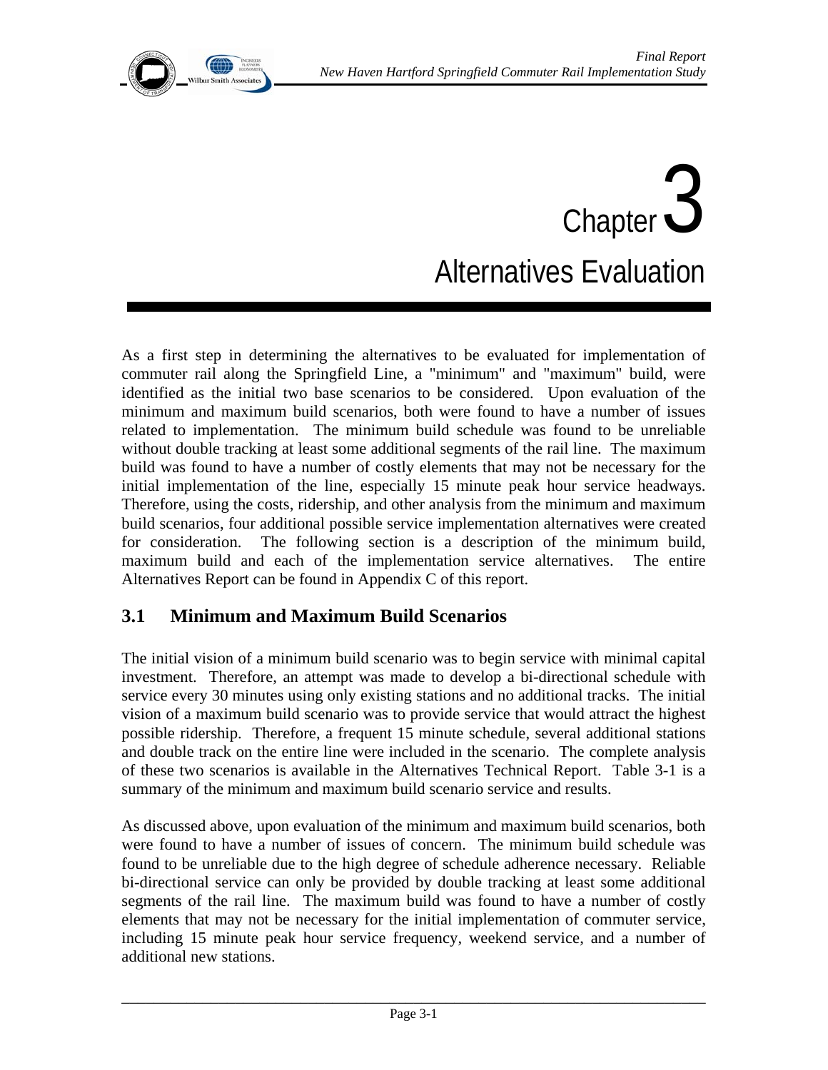# Chapter 3

# Alternatives Evaluation

As a first step in determining the alternatives to be evaluated for implementation of commuter rail along the Springfield Line, a "minimum" and "maximum" build, were identified as the initial two base scenarios to be considered. Upon evaluation of the minimum and maximum build scenarios, both were found to have a number of issues related to implementation. The minimum build schedule was found to be unreliable without double tracking at least some additional segments of the rail line. The maximum build was found to have a number of costly elements that may not be necessary for the initial implementation of the line, especially 15 minute peak hour service headways. Therefore, using the costs, ridership, and other analysis from the minimum and maximum build scenarios, four additional possible service implementation alternatives were created for consideration. The following section is a description of the minimum build, maximum build and each of the implementation service alternatives. The entire Alternatives Report can be found in Appendix C of this report.

## 3.1 Minimum and Maximum Build Scenarios

The initial vision of a minimum build scenario was to begin service with minimal capital investment. Therefore, an attempt was made to develop a bi-directional schedule with service every 30 minutes using only existing stations and no additional tracks. The initial vision of a maximum build scenario was to provide service that would attract the highest possible ridership. Therefore, a frequent 15 minute schedule, several additional stations and double track on the entire line were included in the scenario. The complete analysis of these two scenarios is available in the Alternatives Technical Report. Table 3-1 is a summary of the minimum and maximum build scenario service and results.

As discussed above, upon evaluation of the minimum and maximum build scenarios, both were found to have a number of issues of concern. The minimum build schedule was found to be unreliable due to the high degree of schedule adherence necessary. Reliable bi-directional service can only be provided by double tracking at least some additional segments of the rail line. The maximum build was found to have a number of costly elements that may not be necessary for the initial implementation of commuter service, including 15 minute peak hour service frequency, weekend service, and a number of additional new stations.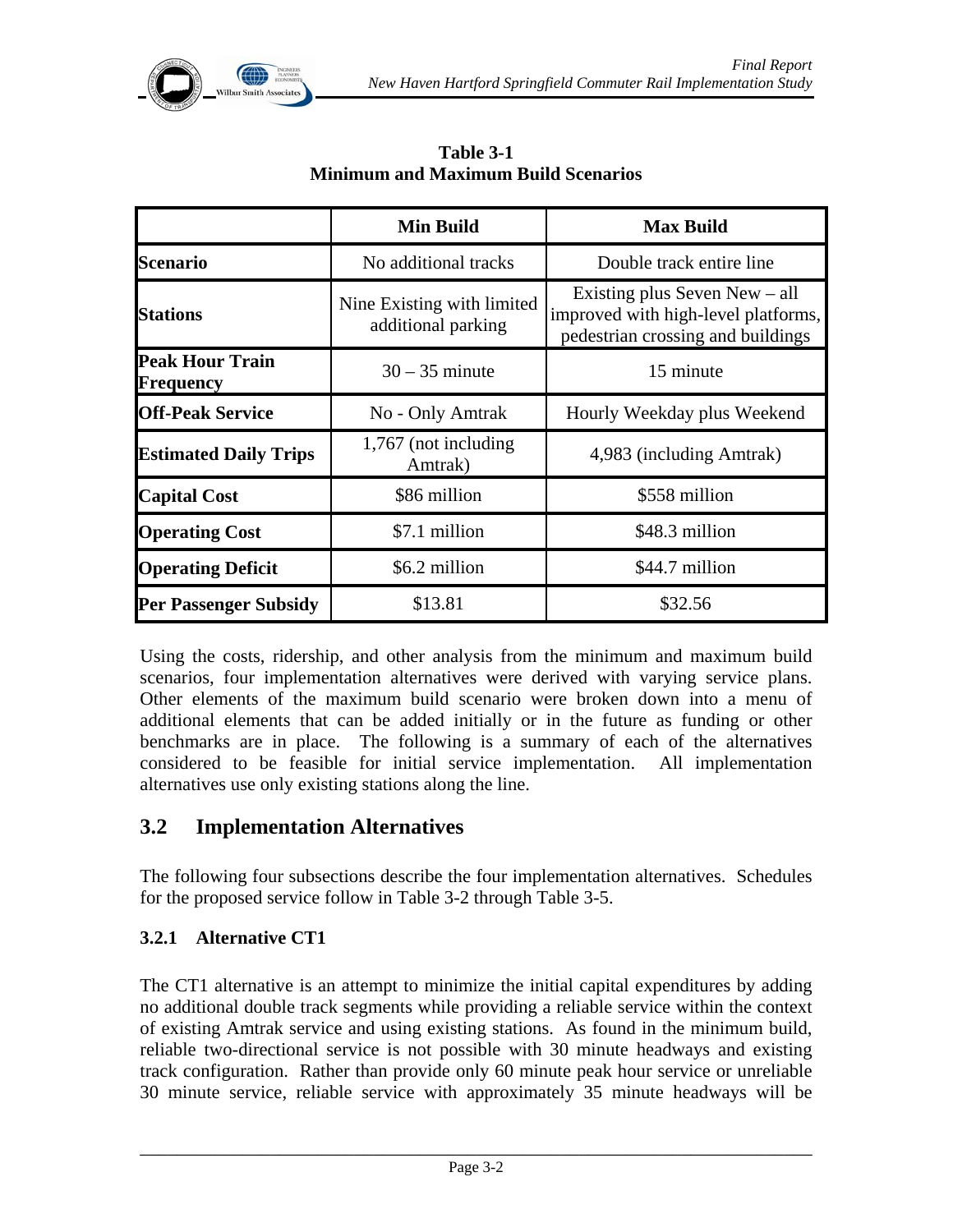**Table 3-1**
**Minimum and Maximum Build Scenarios**

| | Min Build | Max Build |
|---|---|---|
| **Scenario** | No additional tracks | Double track entire line |
| **Stations** | Nine Existing with limited additional parking | Existing plus Seven New – all improved with high-level platforms, pedestrian crossing and buildings |
| **Peak Hour Train Frequency** | 30 – 35 minute | 15 minute |
| **Off-Peak Service** | No - Only Amtrak | Hourly Weekday plus Weekend |
| **Estimated Daily Trips** | 1,767 (not including Amtrak) | 4,983 (including Amtrak) |
| **Capital Cost** | \$86 million | \$558 million |
| **Operating Cost** | \$7.1 million | \$48.3 million |
| **Operating Deficit** | \$6.2 million | \$44.7 million |
| **Per Passenger Subsidy** | \$13.81 | \$32.56 |

Using the costs, ridership, and other analysis from the minimum and maximum build scenarios, four implementation alternatives were derived with varying service plans. Other elements of the maximum build scenario were broken down into a menu of additional elements that can be added initially or in the future as funding or other benchmarks are in place. The following is a summary of each of the alternatives considered to be feasible for initial service implementation. All implementation alternatives use only existing stations along the line.

## 3.2 Implementation Alternatives

The following four subsections describe the four implementation alternatives. Schedules for the proposed service follow in Table 3-2 through Table 3-5.

### 3.2.1 Alternative CT1

The CT1 alternative is an attempt to minimize the initial capital expenditures by adding no additional double track segments while providing a reliable service within the context of existing Amtrak service and using existing stations. As found in the minimum build, reliable two-directional service is not possible with 30 minute headways and existing track configuration. Rather than provide only 60 minute peak hour service or unreliable 30 minute service, reliable service with approximately 35 minute headways will be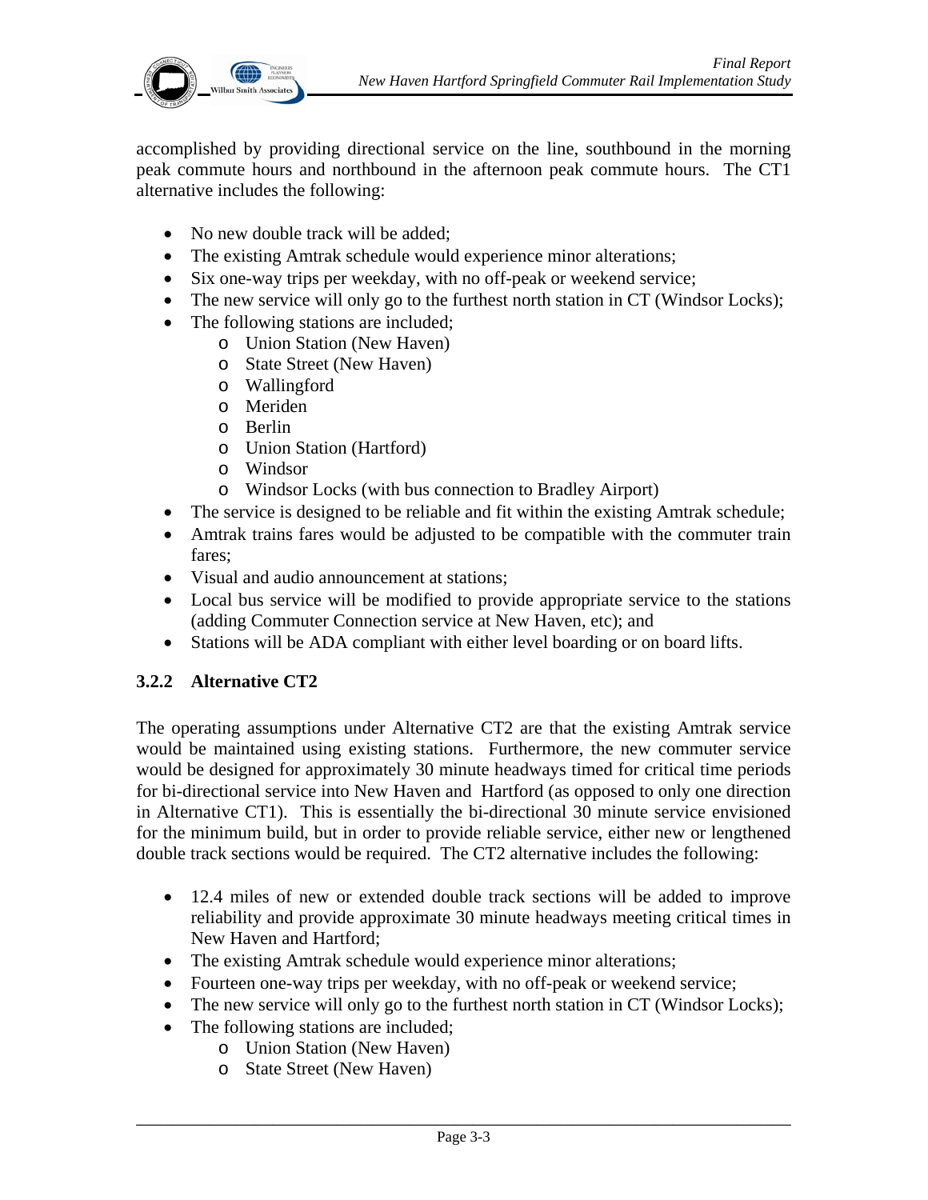accomplished by providing directional service on the line, southbound in the morning peak commute hours and northbound in the afternoon peak commute hours. The CT1 alternative includes the following:

- No new double track will be added;
- The existing Amtrak schedule would experience minor alterations;
- Six one-way trips per weekday, with no off-peak or weekend service;
- The new service will only go to the furthest north station in CT (Windsor Locks);
- The following stations are included;
  - Union Station (New Haven)
  - State Street (New Haven)
  - Wallingford
  - Meriden
  - Berlin
  - Union Station (Hartford)
  - Windsor
  - Windsor Locks (with bus connection to Bradley Airport)
- The service is designed to be reliable and fit within the existing Amtrak schedule;
- Amtrak trains fares would be adjusted to be compatible with the commuter train fares;
- Visual and audio announcement at stations;
- Local bus service will be modified to provide appropriate service to the stations (adding Commuter Connection service at New Haven, etc); and
- Stations will be ADA compliant with either level boarding or on board lifts.

### 3.2.2 Alternative CT2

The operating assumptions under Alternative CT2 are that the existing Amtrak service would be maintained using existing stations. Furthermore, the new commuter service would be designed for approximately 30 minute headways timed for critical time periods for bi-directional service into New Haven and Hartford (as opposed to only one direction in Alternative CT1). This is essentially the bi-directional 30 minute service envisioned for the minimum build, but in order to provide reliable service, either new or lengthened double track sections would be required. The CT2 alternative includes the following:

- 12.4 miles of new or extended double track sections will be added to improve reliability and provide approximate 30 minute headways meeting critical times in New Haven and Hartford;
- The existing Amtrak schedule would experience minor alterations;
- Fourteen one-way trips per weekday, with no off-peak or weekend service;
- The new service will only go to the furthest north station in CT (Windsor Locks);
- The following stations are included;
  - Union Station (New Haven)
  - State Street (New Haven)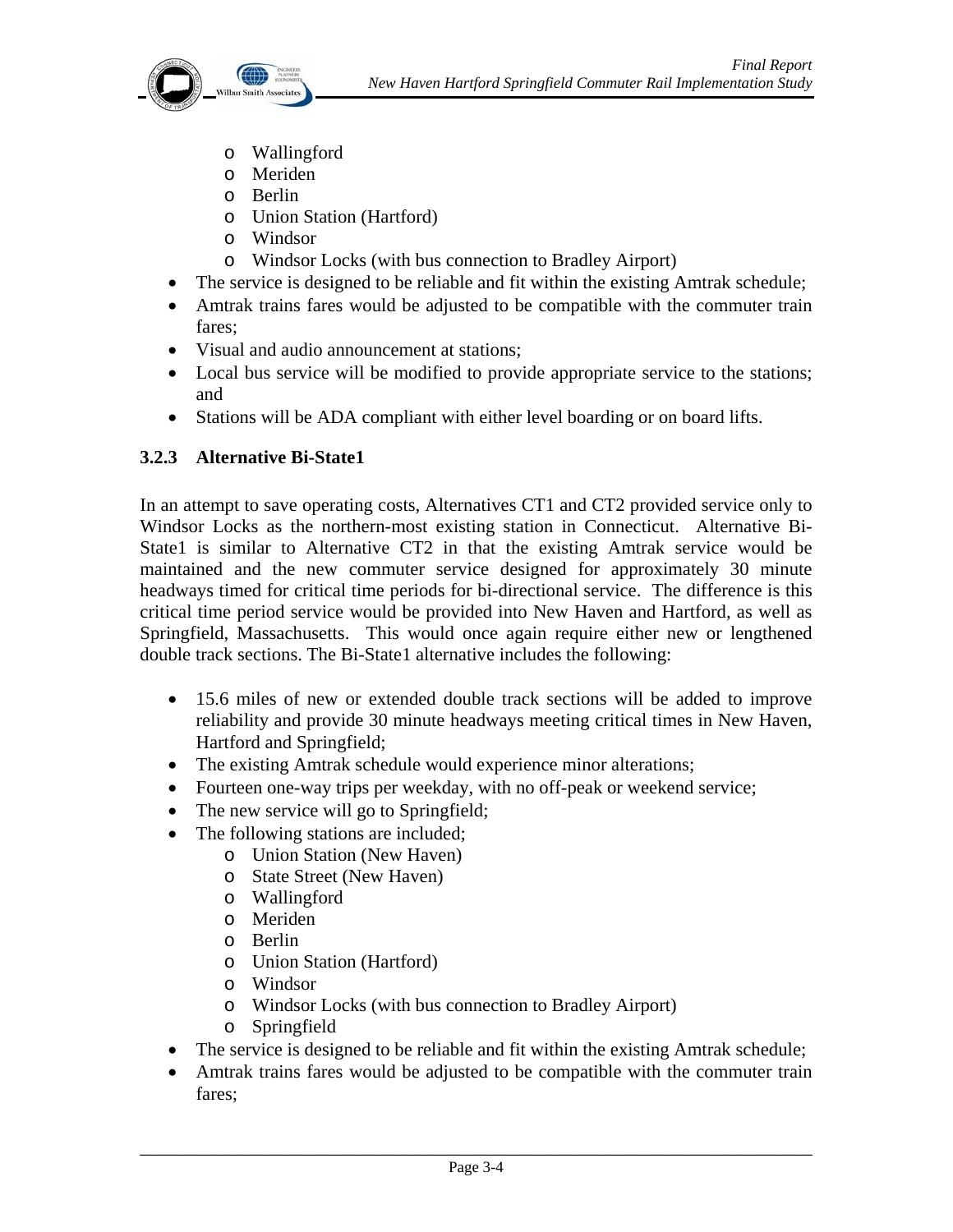- Wallingford
  - Meriden
  - Berlin
  - Union Station (Hartford)
  - Windsor
  - Windsor Locks (with bus connection to Bradley Airport)
- The service is designed to be reliable and fit within the existing Amtrak schedule;
- Amtrak trains fares would be adjusted to be compatible with the commuter train fares;
- Visual and audio announcement at stations;
- Local bus service will be modified to provide appropriate service to the stations; and
- Stations will be ADA compliant with either level boarding or on board lifts.

### 3.2.3 Alternative Bi-State1

In an attempt to save operating costs, Alternatives CT1 and CT2 provided service only to Windsor Locks as the northern-most existing station in Connecticut. Alternative Bi-State1 is similar to Alternative CT2 in that the existing Amtrak service would be maintained and the new commuter service designed for approximately 30 minute headways timed for critical time periods for bi-directional service. The difference is this critical time period service would be provided into New Haven and Hartford, as well as Springfield, Massachusetts. This would once again require either new or lengthened double track sections. The Bi-State1 alternative includes the following:

- 15.6 miles of new or extended double track sections will be added to improve reliability and provide 30 minute headways meeting critical times in New Haven, Hartford and Springfield;
- The existing Amtrak schedule would experience minor alterations;
- Fourteen one-way trips per weekday, with no off-peak or weekend service;
- The new service will go to Springfield;
- The following stations are included;
  - Union Station (New Haven)
  - State Street (New Haven)
  - Wallingford
  - Meriden
  - Berlin
  - Union Station (Hartford)
  - Windsor
  - Windsor Locks (with bus connection to Bradley Airport)
  - Springfield
- The service is designed to be reliable and fit within the existing Amtrak schedule;
- Amtrak trains fares would be adjusted to be compatible with the commuter train fares;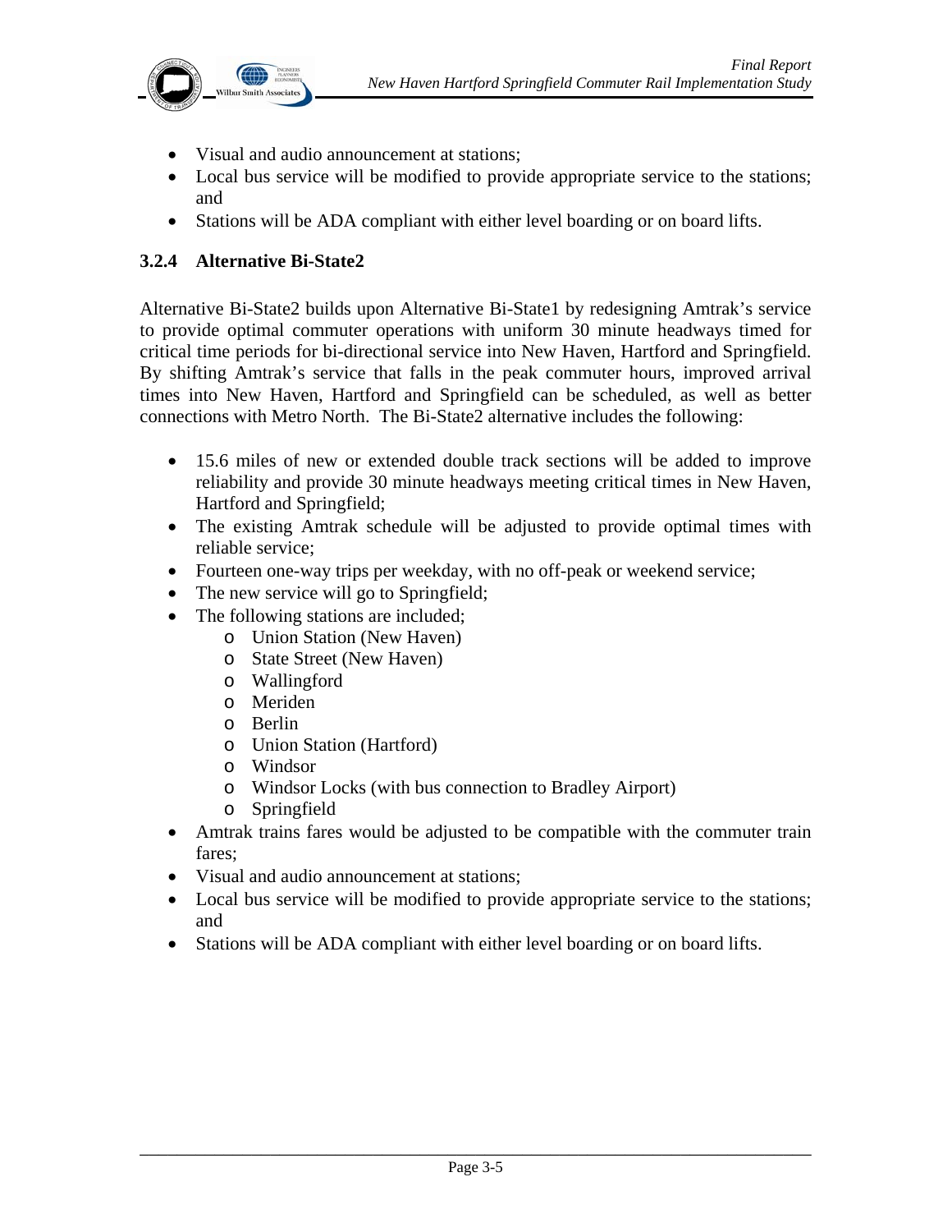- Visual and audio announcement at stations;
- Local bus service will be modified to provide appropriate service to the stations; and
- Stations will be ADA compliant with either level boarding or on board lifts.

### 3.2.4 Alternative Bi-State2

Alternative Bi-State2 builds upon Alternative Bi-State1 by redesigning Amtrak's service to provide optimal commuter operations with uniform 30 minute headways timed for critical time periods for bi-directional service into New Haven, Hartford and Springfield. By shifting Amtrak's service that falls in the peak commuter hours, improved arrival times into New Haven, Hartford and Springfield can be scheduled, as well as better connections with Metro North. The Bi-State2 alternative includes the following:

- 15.6 miles of new or extended double track sections will be added to improve reliability and provide 30 minute headways meeting critical times in New Haven, Hartford and Springfield;
- The existing Amtrak schedule will be adjusted to provide optimal times with reliable service;
- Fourteen one-way trips per weekday, with no off-peak or weekend service;
- The new service will go to Springfield;
- The following stations are included;
  - Union Station (New Haven)
  - State Street (New Haven)
  - Wallingford
  - Meriden
  - Berlin
  - Union Station (Hartford)
  - Windsor
  - Windsor Locks (with bus connection to Bradley Airport)
  - Springfield
- Amtrak trains fares would be adjusted to be compatible with the commuter train fares;
- Visual and audio announcement at stations;
- Local bus service will be modified to provide appropriate service to the stations; and
- Stations will be ADA compliant with either level boarding or on board lifts.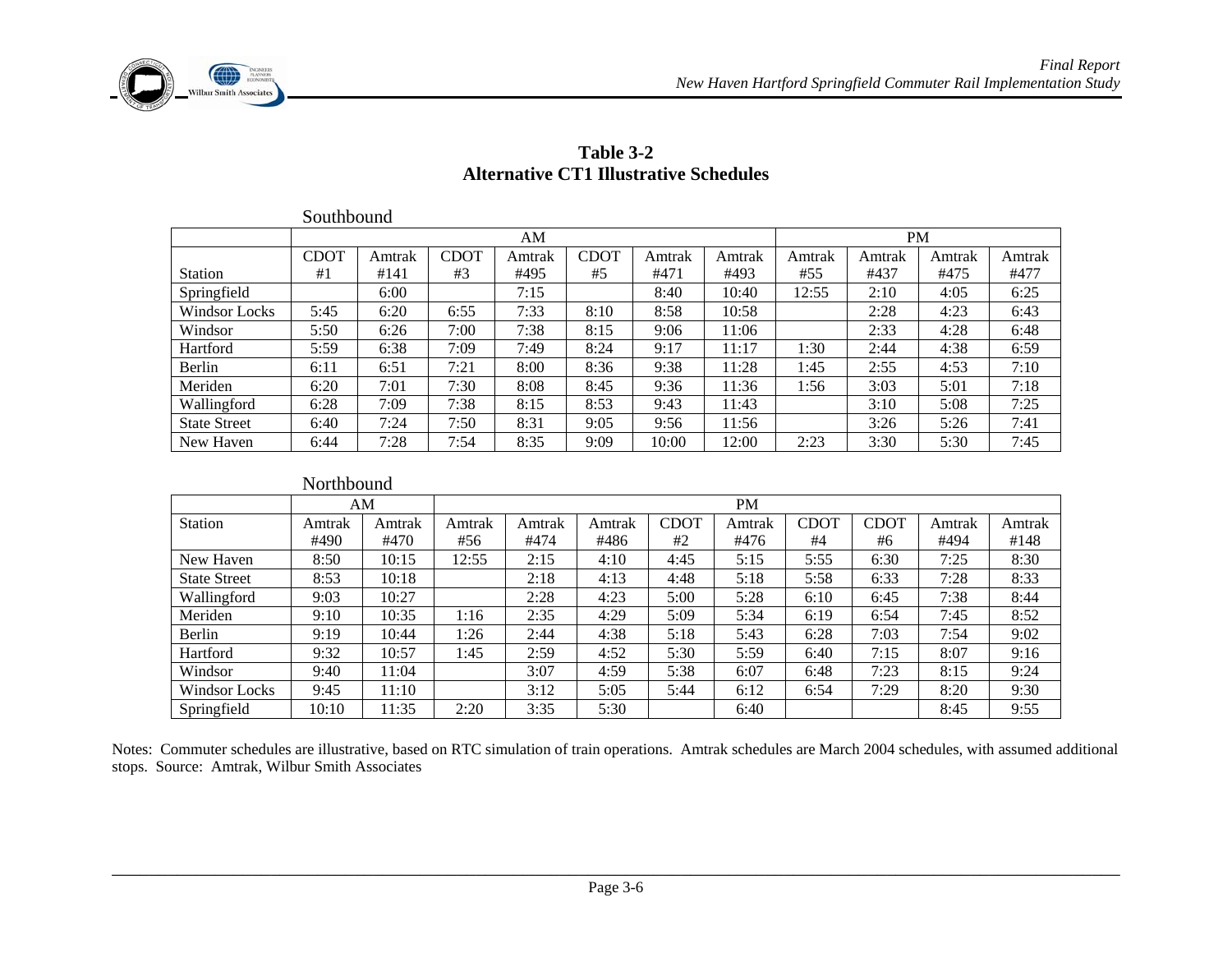**Table 3-2**
**Alternative CT1 Illustrative Schedules**

Southbound

| | AM | | | | | | | PM | | | |
|---|---|---|---|---|---|---|---|---|---|---|---|
| Station | CDOT #1 | Amtrak #141 | CDOT #3 | Amtrak #495 | CDOT #5 | Amtrak #471 | Amtrak #493 | Amtrak #55 | Amtrak #437 | Amtrak #475 | Amtrak #477 |
| Springfield | | 6:00 | | 7:15 | | 8:40 | 10:40 | 12:55 | 2:10 | 4:05 | 6:25 |
| Windsor Locks | 5:45 | 6:20 | 6:55 | 7:33 | 8:10 | 8:58 | 10:58 | | 2:28 | 4:23 | 6:43 |
| Windsor | 5:50 | 6:26 | 7:00 | 7:38 | 8:15 | 9:06 | 11:06 | | 2:33 | 4:28 | 6:48 |
| Hartford | 5:59 | 6:38 | 7:09 | 7:49 | 8:24 | 9:17 | 11:17 | 1:30 | 2:44 | 4:38 | 6:59 |
| Berlin | 6:11 | 6:51 | 7:21 | 8:00 | 8:36 | 9:38 | 11:28 | 1:45 | 2:55 | 4:53 | 7:10 |
| Meriden | 6:20 | 7:01 | 7:30 | 8:08 | 8:45 | 9:36 | 11:36 | 1:56 | 3:03 | 5:01 | 7:18 |
| Wallingford | 6:28 | 7:09 | 7:38 | 8:15 | 8:53 | 9:43 | 11:43 | | 3:10 | 5:08 | 7:25 |
| State Street | 6:40 | 7:24 | 7:50 | 8:31 | 9:05 | 9:56 | 11:56 | | 3:26 | 5:26 | 7:41 |
| New Haven | 6:44 | 7:28 | 7:54 | 8:35 | 9:09 | 10:00 | 12:00 | 2:23 | 3:30 | 5:30 | 7:45 |

Northbound

| | AM | | PM | | | | | | | | |
|---|---|---|---|---|---|---|---|---|---|---|---|
| Station | Amtrak #490 | Amtrak #470 | Amtrak #56 | Amtrak #474 | Amtrak #486 | CDOT #2 | Amtrak #476 | CDOT #4 | CDOT #6 | Amtrak #494 | Amtrak #148 |
| New Haven | 8:50 | 10:15 | 12:55 | 2:15 | 4:10 | 4:45 | 5:15 | 5:55 | 6:30 | 7:25 | 8:30 |
| State Street | 8:53 | 10:18 | | 2:18 | 4:13 | 4:48 | 5:18 | 5:58 | 6:33 | 7:28 | 8:33 |
| Wallingford | 9:03 | 10:27 | | 2:28 | 4:23 | 5:00 | 5:28 | 6:10 | 6:45 | 7:38 | 8:44 |
| Meriden | 9:10 | 10:35 | 1:16 | 2:35 | 4:29 | 5:09 | 5:34 | 6:19 | 6:54 | 7:45 | 8:52 |
| Berlin | 9:19 | 10:44 | 1:26 | 2:44 | 4:38 | 5:18 | 5:43 | 6:28 | 7:03 | 7:54 | 9:02 |
| Hartford | 9:32 | 10:57 | 1:45 | 2:59 | 4:52 | 5:30 | 5:59 | 6:40 | 7:15 | 8:07 | 9:16 |
| Windsor | 9:40 | 11:04 | | 3:07 | 4:59 | 5:38 | 6:07 | 6:48 | 7:23 | 8:15 | 9:24 |
| Windsor Locks | 9:45 | 11:10 | | 3:12 | 5:05 | 5:44 | 6:12 | 6:54 | 7:29 | 8:20 | 9:30 |
| Springfield | 10:10 | 11:35 | 2:20 | 3:35 | 5:30 | | 6:40 | | | 8:45 | 9:55 |

Notes: Commuter schedules are illustrative, based on RTC simulation of train operations. Amtrak schedules are March 2004 schedules, with assumed additional stops. Source: Amtrak, Wilbur Smith Associates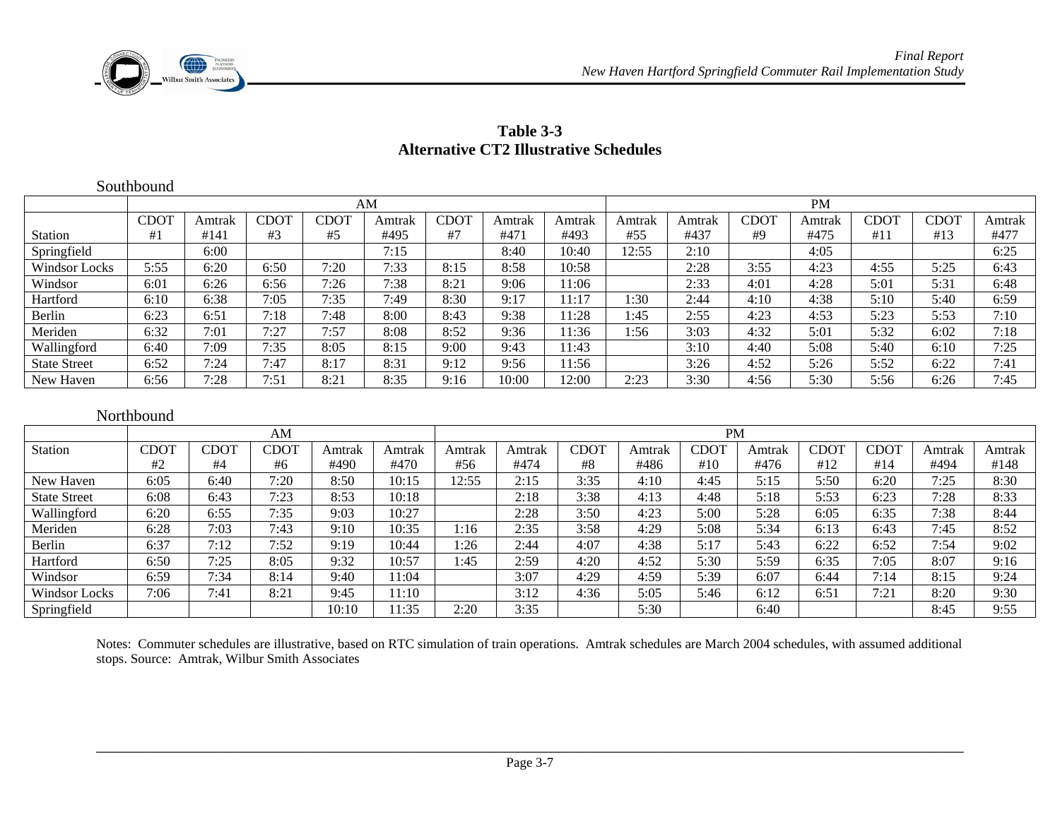**Table 3-3**
**Alternative CT2 Illustrative Schedules**

Southbound

| | AM | | | | | | | | PM | | | | | | |
|---|---|---|---|---|---|---|---|---|---|---|---|---|---|---|---|
| Station | CDOT #1 | Amtrak #141 | CDOT #3 | CDOT #5 | Amtrak #495 | CDOT #7 | Amtrak #471 | Amtrak #493 | Amtrak #55 | Amtrak #437 | CDOT #9 | Amtrak #475 | CDOT #11 | CDOT #13 | Amtrak #477 |
| Springfield | | 6:00 | | | 7:15 | | 8:40 | 10:40 | 12:55 | 2:10 | | 4:05 | | | 6:25 |
| Windsor Locks | 5:55 | 6:20 | 6:50 | 7:20 | 7:33 | 8:15 | 8:58 | 10:58 | | 2:28 | 3:55 | 4:23 | 4:55 | 5:25 | 6:43 |
| Windsor | 6:01 | 6:26 | 6:56 | 7:26 | 7:38 | 8:21 | 9:06 | 11:06 | | 2:33 | 4:01 | 4:28 | 5:01 | 5:31 | 6:48 |
| Hartford | 6:10 | 6:38 | 7:05 | 7:35 | 7:49 | 8:30 | 9:17 | 11:17 | 1:30 | 2:44 | 4:10 | 4:38 | 5:10 | 5:40 | 6:59 |
| Berlin | 6:23 | 6:51 | 7:18 | 7:48 | 8:00 | 8:43 | 9:38 | 11:28 | 1:45 | 2:55 | 4:23 | 4:53 | 5:23 | 5:53 | 7:10 |
| Meriden | 6:32 | 7:01 | 7:27 | 7:57 | 8:08 | 8:52 | 9:36 | 11:36 | 1:56 | 3:03 | 4:32 | 5:01 | 5:32 | 6:02 | 7:18 |
| Wallingford | 6:40 | 7:09 | 7:35 | 8:05 | 8:15 | 9:00 | 9:43 | 11:43 | | 3:10 | 4:40 | 5:08 | 5:40 | 6:10 | 7:25 |
| State Street | 6:52 | 7:24 | 7:47 | 8:17 | 8:31 | 9:12 | 9:56 | 11:56 | | 3:26 | 4:52 | 5:26 | 5:52 | 6:22 | 7:41 |
| New Haven | 6:56 | 7:28 | 7:51 | 8:21 | 8:35 | 9:16 | 10:00 | 12:00 | 2:23 | 3:30 | 4:56 | 5:30 | 5:56 | 6:26 | 7:45 |

Northbound

| | AM | | | | | PM | | | | | | | | | |
|---|---|---|---|---|---|---|---|---|---|---|---|---|---|---|---|
| Station | CDOT #2 | CDOT #4 | CDOT #6 | Amtrak #490 | Amtrak #470 | Amtrak #56 | Amtrak #474 | CDOT #8 | Amtrak #486 | CDOT #10 | Amtrak #476 | CDOT #12 | CDOT #14 | Amtrak #494 | Amtrak #148 |
| New Haven | 6:05 | 6:40 | 7:20 | 8:50 | 10:15 | 12:55 | 2:15 | 3:35 | 4:10 | 4:45 | 5:15 | 5:50 | 6:20 | 7:25 | 8:30 |
| State Street | 6:08 | 6:43 | 7:23 | 8:53 | 10:18 | | 2:18 | 3:38 | 4:13 | 4:48 | 5:18 | 5:53 | 6:23 | 7:28 | 8:33 |
| Wallingford | 6:20 | 6:55 | 7:35 | 9:03 | 10:27 | | 2:28 | 3:50 | 4:23 | 5:00 | 5:28 | 6:05 | 6:35 | 7:38 | 8:44 |
| Meriden | 6:28 | 7:03 | 7:43 | 9:10 | 10:35 | 1:16 | 2:35 | 3:58 | 4:29 | 5:08 | 5:34 | 6:13 | 6:43 | 7:45 | 8:52 |
| Berlin | 6:37 | 7:12 | 7:52 | 9:19 | 10:44 | 1:26 | 2:44 | 4:07 | 4:38 | 5:17 | 5:43 | 6:22 | 6:52 | 7:54 | 9:02 |
| Hartford | 6:50 | 7:25 | 8:05 | 9:32 | 10:57 | 1:45 | 2:59 | 4:20 | 4:52 | 5:30 | 5:59 | 6:35 | 7:05 | 8:07 | 9:16 |
| Windsor | 6:59 | 7:34 | 8:14 | 9:40 | 11:04 | | 3:07 | 4:29 | 4:59 | 5:39 | 6:07 | 6:44 | 7:14 | 8:15 | 9:24 |
| Windsor Locks | 7:06 | 7:41 | 8:21 | 9:45 | 11:10 | | 3:12 | 4:36 | 5:05 | 5:46 | 6:12 | 6:51 | 7:21 | 8:20 | 9:30 |
| Springfield | | | | 10:10 | 11:35 | 2:20 | 3:35 | | 5:30 | | 6:40 | | | 8:45 | 9:55 |

Notes: Commuter schedules are illustrative, based on RTC simulation of train operations. Amtrak schedules are March 2004 schedules, with assumed additional stops. Source: Amtrak, Wilbur Smith Associates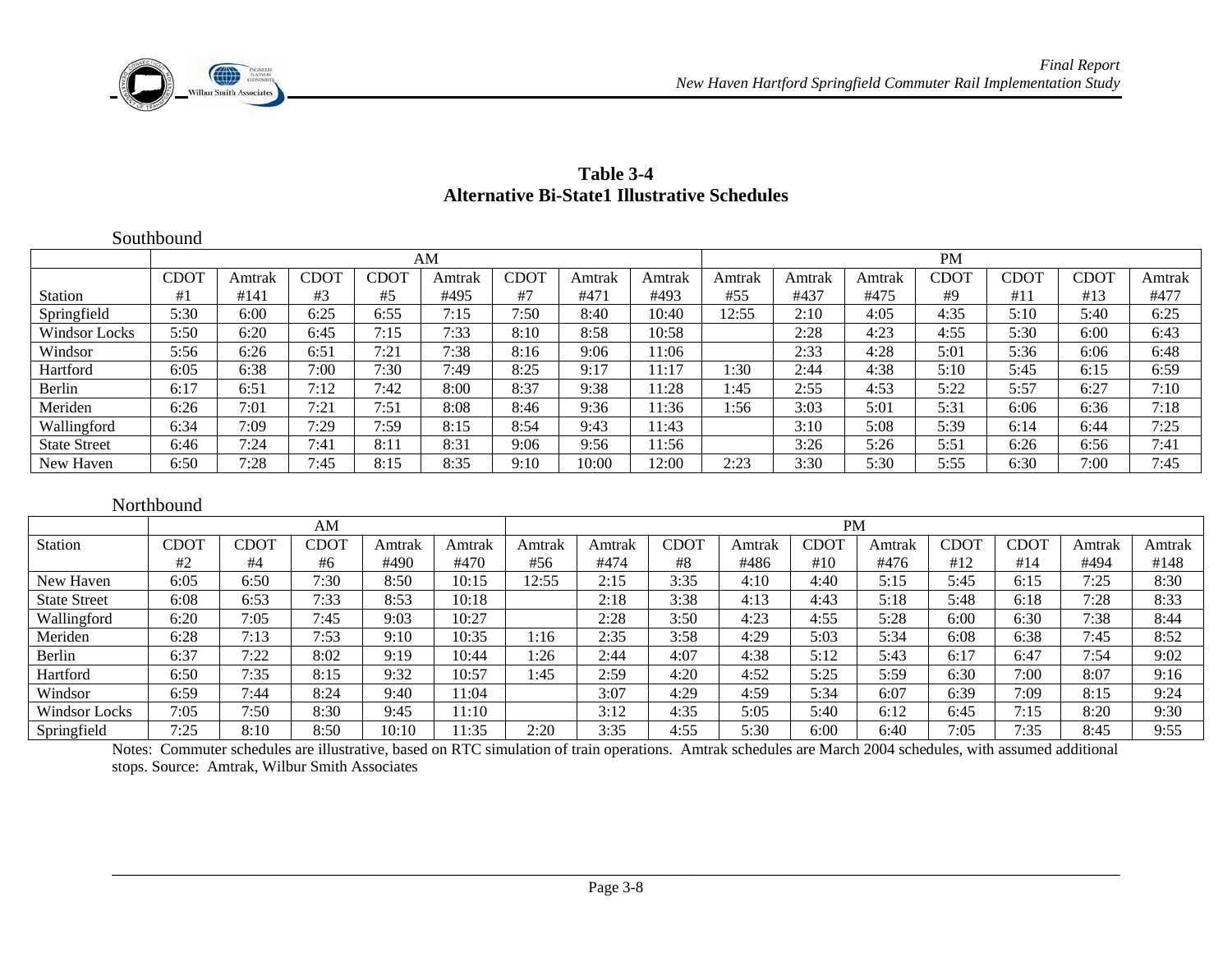**Table 3-4**
**Alternative Bi-State1 Illustrative Schedules**

Southbound

| | AM | | | | | | | | PM | | | | | | |
|---|---|---|---|---|---|---|---|---|---|---|---|---|---|---|---|
| Station | CDOT #1 | Amtrak #141 | CDOT #3 | CDOT #5 | Amtrak #495 | CDOT #7 | Amtrak #471 | Amtrak #493 | Amtrak #55 | Amtrak #437 | Amtrak #475 | CDOT #9 | CDOT #11 | CDOT #13 | Amtrak #477 |
| Springfield | 5:30 | 6:00 | 6:25 | 6:55 | 7:15 | 7:50 | 8:40 | 10:40 | 12:55 | 2:10 | 4:05 | 4:35 | 5:10 | 5:40 | 6:25 |
| Windsor Locks | 5:50 | 6:20 | 6:45 | 7:15 | 7:33 | 8:10 | 8:58 | 10:58 | | 2:28 | 4:23 | 4:55 | 5:30 | 6:00 | 6:43 |
| Windsor | 5:56 | 6:26 | 6:51 | 7:21 | 7:38 | 8:16 | 9:06 | 11:06 | | 2:33 | 4:28 | 5:01 | 5:36 | 6:06 | 6:48 |
| Hartford | 6:05 | 6:38 | 7:00 | 7:30 | 7:49 | 8:25 | 9:17 | 11:17 | 1:30 | 2:44 | 4:38 | 5:10 | 5:45 | 6:15 | 6:59 |
| Berlin | 6:17 | 6:51 | 7:12 | 7:42 | 8:00 | 8:37 | 9:38 | 11:28 | 1:45 | 2:55 | 4:53 | 5:22 | 5:57 | 6:27 | 7:10 |
| Meriden | 6:26 | 7:01 | 7:21 | 7:51 | 8:08 | 8:46 | 9:36 | 11:36 | 1:56 | 3:03 | 5:01 | 5:31 | 6:06 | 6:36 | 7:18 |
| Wallingford | 6:34 | 7:09 | 7:29 | 7:59 | 8:15 | 8:54 | 9:43 | 11:43 | | 3:10 | 5:08 | 5:39 | 6:14 | 6:44 | 7:25 |
| State Street | 6:46 | 7:24 | 7:41 | 8:11 | 8:31 | 9:06 | 9:56 | 11:56 | | 3:26 | 5:26 | 5:51 | 6:26 | 6:56 | 7:41 |
| New Haven | 6:50 | 7:28 | 7:45 | 8:15 | 8:35 | 9:10 | 10:00 | 12:00 | 2:23 | 3:30 | 5:30 | 5:55 | 6:30 | 7:00 | 7:45 |

Northbound

| | AM | | | | | PM | | | | | | | | | |
|---|---|---|---|---|---|---|---|---|---|---|---|---|---|---|---|
| Station | CDOT #2 | CDOT #4 | CDOT #6 | Amtrak #490 | Amtrak #470 | Amtrak #56 | Amtrak #474 | CDOT #8 | Amtrak #486 | CDOT #10 | Amtrak #476 | CDOT #12 | CDOT #14 | Amtrak #494 | Amtrak #148 |
| New Haven | 6:05 | 6:50 | 7:30 | 8:50 | 10:15 | 12:55 | 2:15 | 3:35 | 4:10 | 4:40 | 5:15 | 5:45 | 6:15 | 7:25 | 8:30 |
| State Street | 6:08 | 6:53 | 7:33 | 8:53 | 10:18 | | 2:18 | 3:38 | 4:13 | 4:43 | 5:18 | 5:48 | 6:18 | 7:28 | 8:33 |
| Wallingford | 6:20 | 7:05 | 7:45 | 9:03 | 10:27 | | 2:28 | 3:50 | 4:23 | 4:55 | 5:28 | 6:00 | 6:30 | 7:38 | 8:44 |
| Meriden | 6:28 | 7:13 | 7:53 | 9:10 | 10:35 | 1:16 | 2:35 | 3:58 | 4:29 | 5:03 | 5:34 | 6:08 | 6:38 | 7:45 | 8:52 |
| Berlin | 6:37 | 7:22 | 8:02 | 9:19 | 10:44 | 1:26 | 2:44 | 4:07 | 4:38 | 5:12 | 5:43 | 6:17 | 6:47 | 7:54 | 9:02 |
| Hartford | 6:50 | 7:35 | 8:15 | 9:32 | 10:57 | 1:45 | 2:59 | 4:20 | 4:52 | 5:25 | 5:59 | 6:30 | 7:00 | 8:07 | 9:16 |
| Windsor | 6:59 | 7:44 | 8:24 | 9:40 | 11:04 | | 3:07 | 4:29 | 4:59 | 5:34 | 6:07 | 6:39 | 7:09 | 8:15 | 9:24 |
| Windsor Locks | 7:05 | 7:50 | 8:30 | 9:45 | 11:10 | | 3:12 | 4:35 | 5:05 | 5:40 | 6:12 | 6:45 | 7:15 | 8:20 | 9:30 |
| Springfield | 7:25 | 8:10 | 8:50 | 10:10 | 11:35 | 2:20 | 3:35 | 4:55 | 5:30 | 6:00 | 6:40 | 7:05 | 7:35 | 8:45 | 9:55 |

Notes: Commuter schedules are illustrative, based on RTC simulation of train operations. Amtrak schedules are March 2004 schedules, with assumed additional stops. Source: Amtrak, Wilbur Smith Associates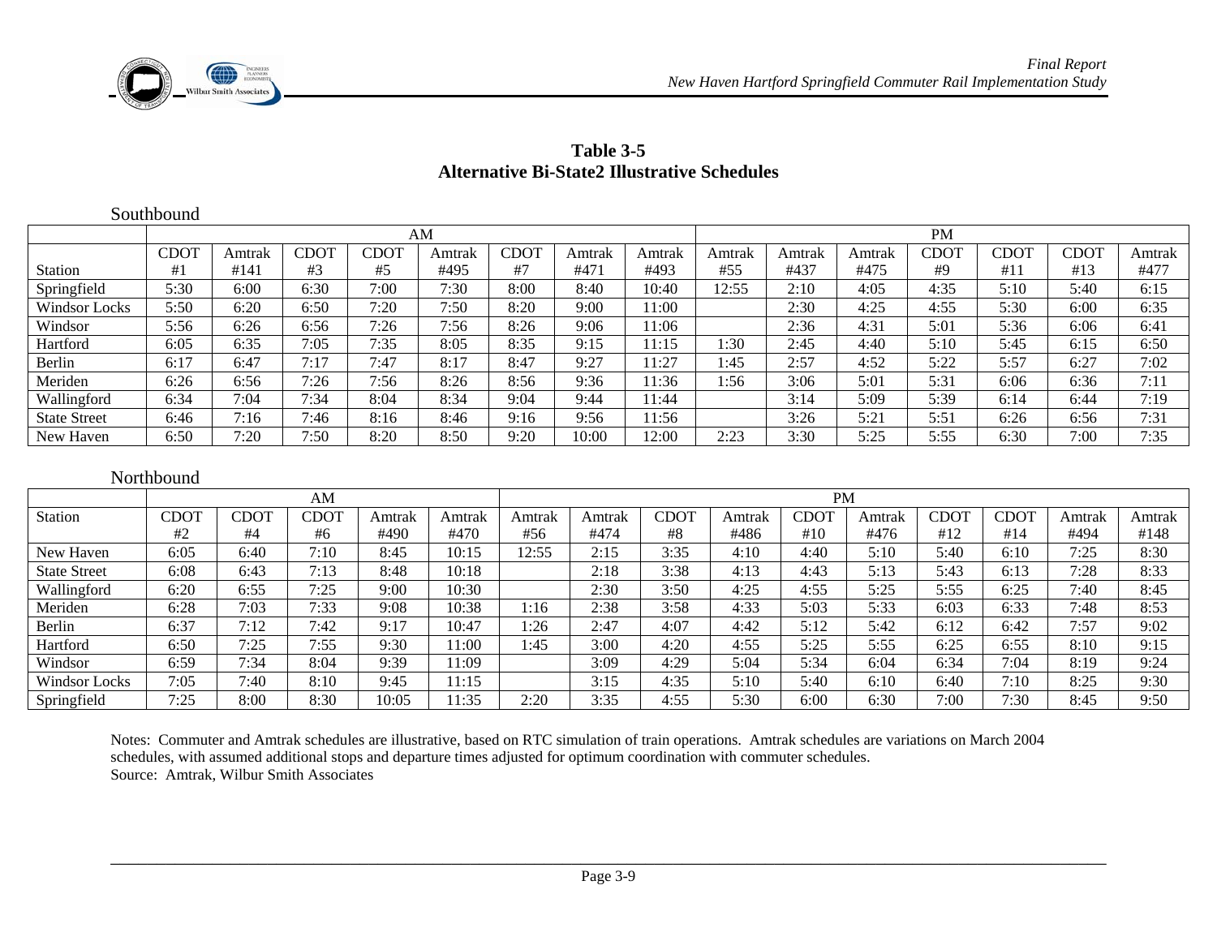**Table 3-5**
**Alternative Bi-State2 Illustrative Schedules**

Southbound

| | AM | | | | | | | | PM | | | | | | |
|---|---|---|---|---|---|---|---|---|---|---|---|---|---|---|---|
| Station | CDOT #1 | Amtrak #141 | CDOT #3 | CDOT #5 | Amtrak #495 | CDOT #7 | Amtrak #471 | Amtrak #493 | Amtrak #55 | Amtrak #437 | Amtrak #475 | CDOT #9 | CDOT #11 | CDOT #13 | Amtrak #477 |
| Springfield | 5:30 | 6:00 | 6:30 | 7:00 | 7:30 | 8:00 | 8:40 | 10:40 | 12:55 | 2:10 | 4:05 | 4:35 | 5:10 | 5:40 | 6:15 |
| Windsor Locks | 5:50 | 6:20 | 6:50 | 7:20 | 7:50 | 8:20 | 9:00 | 11:00 | | 2:30 | 4:25 | 4:55 | 5:30 | 6:00 | 6:35 |
| Windsor | 5:56 | 6:26 | 6:56 | 7:26 | 7:56 | 8:26 | 9:06 | 11:06 | | 2:36 | 4:31 | 5:01 | 5:36 | 6:06 | 6:41 |
| Hartford | 6:05 | 6:35 | 7:05 | 7:35 | 8:05 | 8:35 | 9:15 | 11:15 | 1:30 | 2:45 | 4:40 | 5:10 | 5:45 | 6:15 | 6:50 |
| Berlin | 6:17 | 6:47 | 7:17 | 7:47 | 8:17 | 8:47 | 9:27 | 11:27 | 1:45 | 2:57 | 4:52 | 5:22 | 5:57 | 6:27 | 7:02 |
| Meriden | 6:26 | 6:56 | 7:26 | 7:56 | 8:26 | 8:56 | 9:36 | 11:36 | 1:56 | 3:06 | 5:01 | 5:31 | 6:06 | 6:36 | 7:11 |
| Wallingford | 6:34 | 7:04 | 7:34 | 8:04 | 8:34 | 9:04 | 9:44 | 11:44 | | 3:14 | 5:09 | 5:39 | 6:14 | 6:44 | 7:19 |
| State Street | 6:46 | 7:16 | 7:46 | 8:16 | 8:46 | 9:16 | 9:56 | 11:56 | | 3:26 | 5:21 | 5:51 | 6:26 | 6:56 | 7:31 |
| New Haven | 6:50 | 7:20 | 7:50 | 8:20 | 8:50 | 9:20 | 10:00 | 12:00 | 2:23 | 3:30 | 5:25 | 5:55 | 6:30 | 7:00 | 7:35 |

Northbound

| | AM | | | | | PM | | | | | | | | | |
|---|---|---|---|---|---|---|---|---|---|---|---|---|---|---|---|
| Station | CDOT #2 | CDOT #4 | CDOT #6 | Amtrak #490 | Amtrak #470 | Amtrak #56 | Amtrak #474 | CDOT #8 | Amtrak #486 | CDOT #10 | Amtrak #476 | CDOT #12 | CDOT #14 | Amtrak #494 | Amtrak #148 |
| New Haven | 6:05 | 6:40 | 7:10 | 8:45 | 10:15 | 12:55 | 2:15 | 3:35 | 4:10 | 4:40 | 5:10 | 5:40 | 6:10 | 7:25 | 8:30 |
| State Street | 6:08 | 6:43 | 7:13 | 8:48 | 10:18 | | 2:18 | 3:38 | 4:13 | 4:43 | 5:13 | 5:43 | 6:13 | 7:28 | 8:33 |
| Wallingford | 6:20 | 6:55 | 7:25 | 9:00 | 10:30 | | 2:30 | 3:50 | 4:25 | 4:55 | 5:25 | 5:55 | 6:25 | 7:40 | 8:45 |
| Meriden | 6:28 | 7:03 | 7:33 | 9:08 | 10:38 | 1:16 | 2:38 | 3:58 | 4:33 | 5:03 | 5:33 | 6:03 | 6:33 | 7:48 | 8:53 |
| Berlin | 6:37 | 7:12 | 7:42 | 9:17 | 10:47 | 1:26 | 2:47 | 4:07 | 4:42 | 5:12 | 5:42 | 6:12 | 6:42 | 7:57 | 9:02 |
| Hartford | 6:50 | 7:25 | 7:55 | 9:30 | 11:00 | 1:45 | 3:00 | 4:20 | 4:55 | 5:25 | 5:55 | 6:25 | 6:55 | 8:10 | 9:15 |
| Windsor | 6:59 | 7:34 | 8:04 | 9:39 | 11:09 | | 3:09 | 4:29 | 5:04 | 5:34 | 6:04 | 6:34 | 7:04 | 8:19 | 9:24 |
| Windsor Locks | 7:05 | 7:40 | 8:10 | 9:45 | 11:15 | | 3:15 | 4:35 | 5:10 | 5:40 | 6:10 | 6:40 | 7:10 | 8:25 | 9:30 |
| Springfield | 7:25 | 8:00 | 8:30 | 10:05 | 11:35 | 2:20 | 3:35 | 4:55 | 5:30 | 6:00 | 6:30 | 7:00 | 7:30 | 8:45 | 9:50 |

Notes: Commuter and Amtrak schedules are illustrative, based on RTC simulation of train operations. Amtrak schedules are variations on March 2004 schedules, with assumed additional stops and departure times adjusted for optimum coordination with commuter schedules.
Source: Amtrak, Wilbur Smith Associates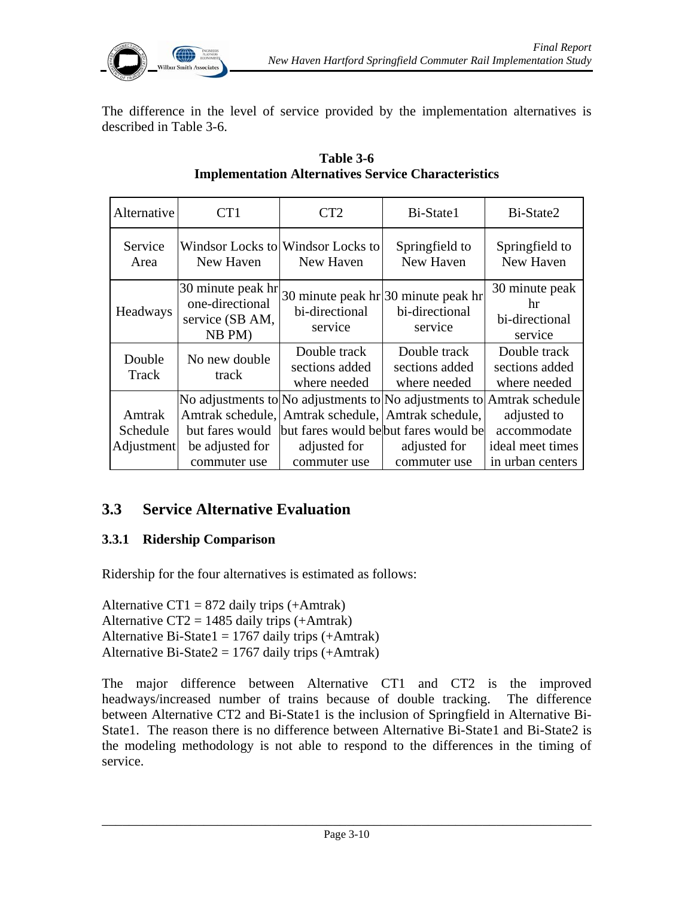The difference in the level of service provided by the implementation alternatives is described in Table 3-6.

**Table 3-6**
**Implementation Alternatives Service Characteristics**

| Alternative | CT1 | CT2 | Bi-State1 | Bi-State2 |
|---|---|---|---|---|
| Service Area | Windsor Locks to New Haven | Windsor Locks to New Haven | Springfield to New Haven | Springfield to New Haven |
| Headways | 30 minute peak hr one-directional service (SB AM, NB PM) | 30 minute peak hr bi-directional service | 30 minute peak hr bi-directional service | 30 minute peak hr bi-directional service |
| Double Track | No new double track | Double track sections added where needed | Double track sections added where needed | Double track sections added where needed |
| Amtrak Schedule Adjustment | No adjustments to Amtrak schedule, but fares would be adjusted for commuter use | No adjustments to Amtrak schedule, but fares would be adjusted for commuter use | No adjustments to Amtrak schedule, but fares would be adjusted for commuter use | Amtrak schedule adjusted to accommodate ideal meet times in urban centers |

## 3.3 Service Alternative Evaluation

### 3.3.1 Ridership Comparison

Ridership for the four alternatives is estimated as follows:

Alternative CT1 = 872 daily trips (+Amtrak)
Alternative CT2 = 1485 daily trips (+Amtrak)
Alternative Bi-State1 = 1767 daily trips (+Amtrak)
Alternative Bi-State2 = 1767 daily trips (+Amtrak)

The major difference between Alternative CT1 and CT2 is the improved headways/increased number of trains because of double tracking. The difference between Alternative CT2 and Bi-State1 is the inclusion of Springfield in Alternative Bi-State1. The reason there is no difference between Alternative Bi-State1 and Bi-State2 is the modeling methodology is not able to respond to the differences in the timing of service.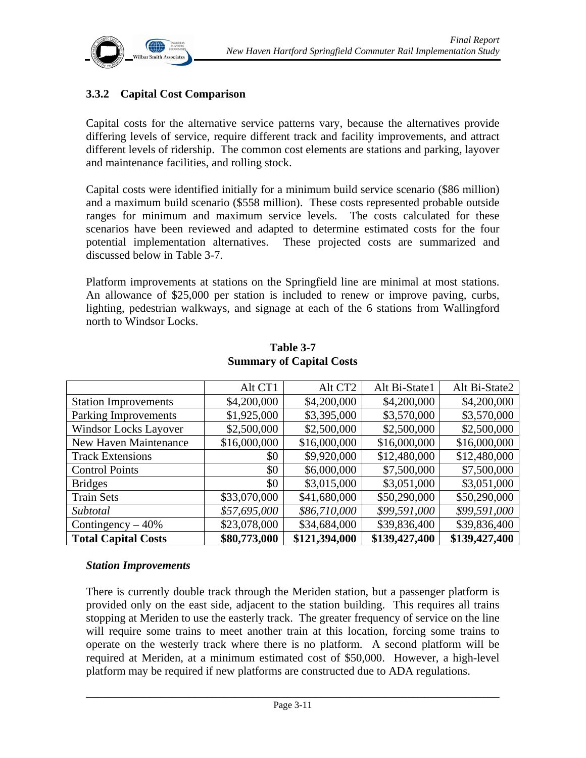### 3.3.2 Capital Cost Comparison

Capital costs for the alternative service patterns vary, because the alternatives provide differing levels of service, require different track and facility improvements, and attract different levels of ridership. The common cost elements are stations and parking, layover and maintenance facilities, and rolling stock.

Capital costs were identified initially for a minimum build service scenario ($86 million) and a maximum build scenario ($558 million). These costs represented probable outside ranges for minimum and maximum service levels. The costs calculated for these scenarios have been reviewed and adapted to determine estimated costs for the four potential implementation alternatives. These projected costs are summarized and discussed below in Table 3-7.

Platform improvements at stations on the Springfield line are minimal at most stations. An allowance of $25,000 per station is included to renew or improve paving, curbs, lighting, pedestrian walkways, and signage at each of the 6 stations from Wallingford north to Windsor Locks.

**Table 3-7**
**Summary of Capital Costs**

| | Alt CT1 | Alt CT2 | Alt Bi-State1 | Alt Bi-State2 |
|---|---|---|---|---|
| Station Improvements | $4,200,000 | $4,200,000 | $4,200,000 | $4,200,000 |
| Parking Improvements | $1,925,000 | $3,395,000 | $3,570,000 | $3,570,000 |
| Windsor Locks Layover | $2,500,000 | $2,500,000 | $2,500,000 | $2,500,000 |
| New Haven Maintenance | $16,000,000 | $16,000,000 | $16,000,000 | $16,000,000 |
| Track Extensions | $0 | $9,920,000 | $12,480,000 | $12,480,000 |
| Control Points | $0 | $6,000,000 | $7,500,000 | $7,500,000 |
| Bridges | $0 | $3,015,000 | $3,051,000 | $3,051,000 |
| Train Sets | $33,070,000 | $41,680,000 | $50,290,000 | $50,290,000 |
| *Subtotal* | *$57,695,000* | *$86,710,000* | *$99,591,000* | *$99,591,000* |
| Contingency – 40% | $23,078,000 | $34,684,000 | $39,836,400 | $39,836,400 |
| **Total Capital Costs** | **$80,773,000** | **$121,394,000** | **$139,427,400** | **$139,427,400** |

***Station Improvements***

There is currently double track through the Meriden station, but a passenger platform is provided only on the east side, adjacent to the station building. This requires all trains stopping at Meriden to use the easterly track. The greater frequency of service on the line will require some trains to meet another train at this location, forcing some trains to operate on the westerly track where there is no platform. A second platform will be required at Meriden, at a minimum estimated cost of $50,000. However, a high-level platform may be required if new platforms are constructed due to ADA regulations.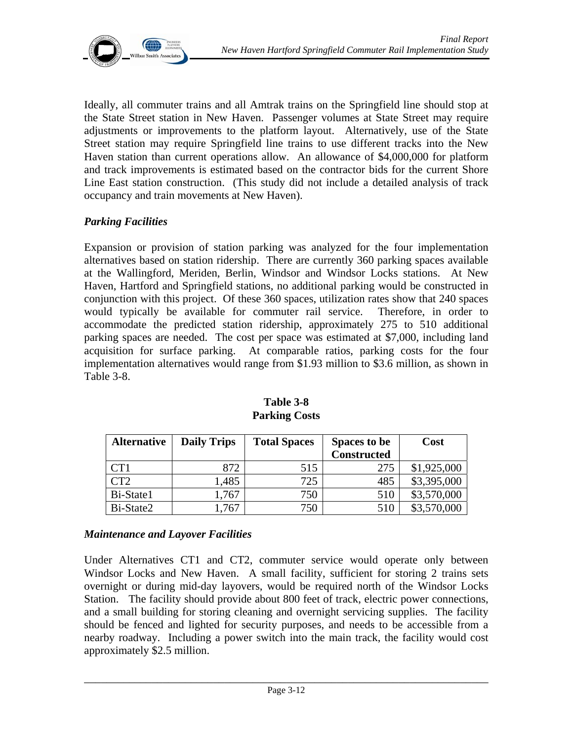Ideally, all commuter trains and all Amtrak trains on the Springfield line should stop at the State Street station in New Haven. Passenger volumes at State Street may require adjustments or improvements to the platform layout. Alternatively, use of the State Street station may require Springfield line trains to use different tracks into the New Haven station than current operations allow. An allowance of $4,000,000 for platform and track improvements is estimated based on the contractor bids for the current Shore Line East station construction. (This study did not include a detailed analysis of track occupancy and train movements at New Haven).

### *Parking Facilities*

Expansion or provision of station parking was analyzed for the four implementation alternatives based on station ridership. There are currently 360 parking spaces available at the Wallingford, Meriden, Berlin, Windsor and Windsor Locks stations. At New Haven, Hartford and Springfield stations, no additional parking would be constructed in conjunction with this project. Of these 360 spaces, utilization rates show that 240 spaces would typically be available for commuter rail service. Therefore, in order to accommodate the predicted station ridership, approximately 275 to 510 additional parking spaces are needed. The cost per space was estimated at $7,000, including land acquisition for surface parking. At comparable ratios, parking costs for the four implementation alternatives would range from $1.93 million to $3.6 million, as shown in Table 3-8.

**Table 3-8**
**Parking Costs**

| Alternative | Daily Trips | Total Spaces | Spaces to be Constructed | Cost |
|---|---|---|---|---|
| CT1 | 872 | 515 | 275 | $1,925,000 |
| CT2 | 1,485 | 725 | 485 | $3,395,000 |
| Bi-State1 | 1,767 | 750 | 510 | $3,570,000 |
| Bi-State2 | 1,767 | 750 | 510 | $3,570,000 |

### *Maintenance and Layover Facilities*

Under Alternatives CT1 and CT2, commuter service would operate only between Windsor Locks and New Haven. A small facility, sufficient for storing 2 trains sets overnight or during mid-day layovers, would be required north of the Windsor Locks Station. The facility should provide about 800 feet of track, electric power connections, and a small building for storing cleaning and overnight servicing supplies. The facility should be fenced and lighted for security purposes, and needs to be accessible from a nearby roadway. Including a power switch into the main track, the facility would cost approximately $2.5 million.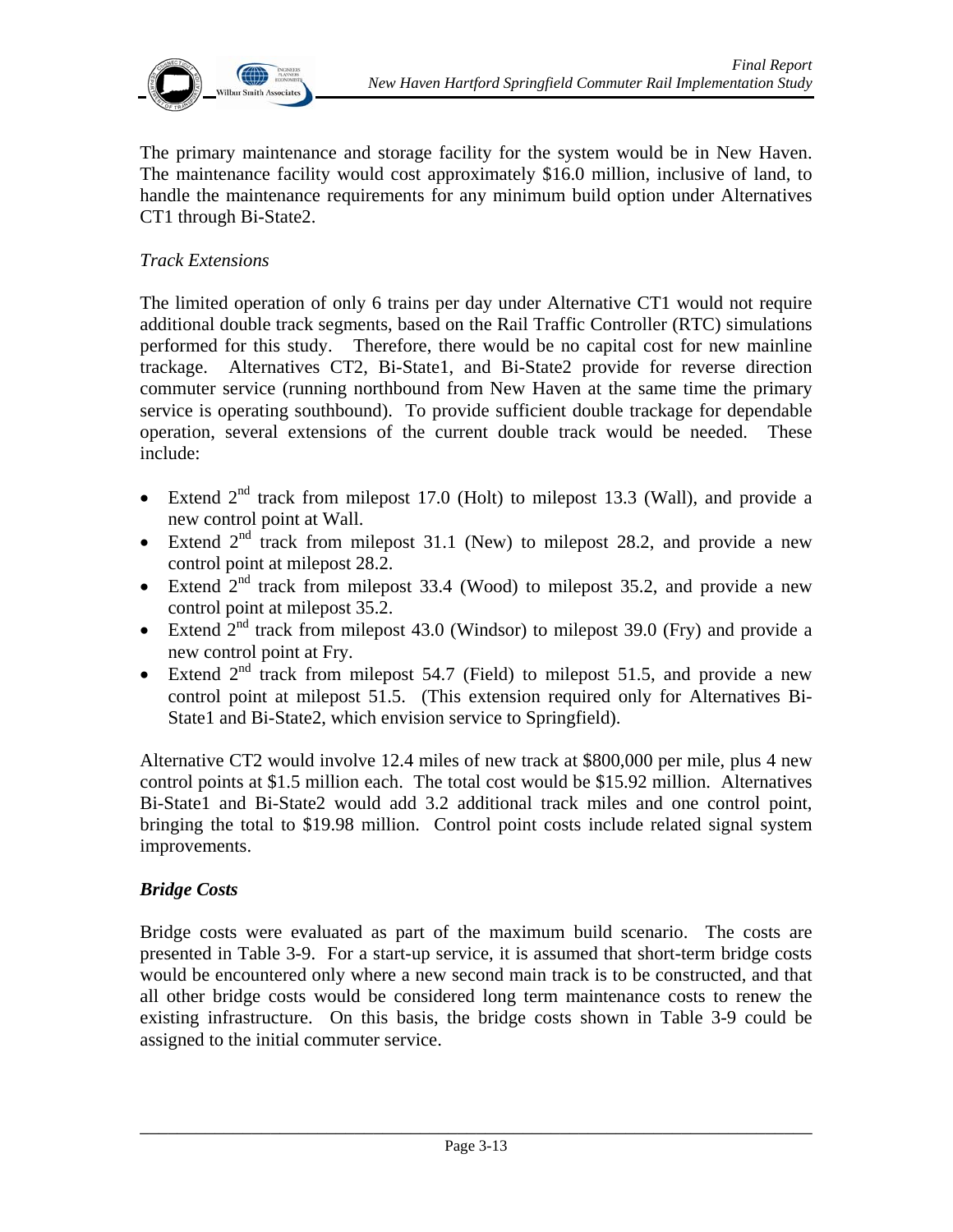The primary maintenance and storage facility for the system would be in New Haven. The maintenance facility would cost approximately \$16.0 million, inclusive of land, to handle the maintenance requirements for any minimum build option under Alternatives CT1 through Bi-State2.

*Track Extensions*

The limited operation of only 6 trains per day under Alternative CT1 would not require additional double track segments, based on the Rail Traffic Controller (RTC) simulations performed for this study. Therefore, there would be no capital cost for new mainline trackage. Alternatives CT2, Bi-State1, and Bi-State2 provide for reverse direction commuter service (running northbound from New Haven at the same time the primary service is operating southbound). To provide sufficient double trackage for dependable operation, several extensions of the current double track would be needed. These include:

- Extend 2nd track from milepost 17.0 (Holt) to milepost 13.3 (Wall), and provide a new control point at Wall.
- Extend 2nd track from milepost 31.1 (New) to milepost 28.2, and provide a new control point at milepost 28.2.
- Extend 2nd track from milepost 33.4 (Wood) to milepost 35.2, and provide a new control point at milepost 35.2.
- Extend 2nd track from milepost 43.0 (Windsor) to milepost 39.0 (Fry) and provide a new control point at Fry.
- Extend 2nd track from milepost 54.7 (Field) to milepost 51.5, and provide a new control point at milepost 51.5. (This extension required only for Alternatives Bi-State1 and Bi-State2, which envision service to Springfield).

Alternative CT2 would involve 12.4 miles of new track at \$800,000 per mile, plus 4 new control points at \$1.5 million each. The total cost would be \$15.92 million. Alternatives Bi-State1 and Bi-State2 would add 3.2 additional track miles and one control point, bringing the total to \$19.98 million. Control point costs include related signal system improvements.

***Bridge Costs***

Bridge costs were evaluated as part of the maximum build scenario. The costs are presented in Table 3-9. For a start-up service, it is assumed that short-term bridge costs would be encountered only where a new second main track is to be constructed, and that all other bridge costs would be considered long term maintenance costs to renew the existing infrastructure. On this basis, the bridge costs shown in Table 3-9 could be assigned to the initial commuter service.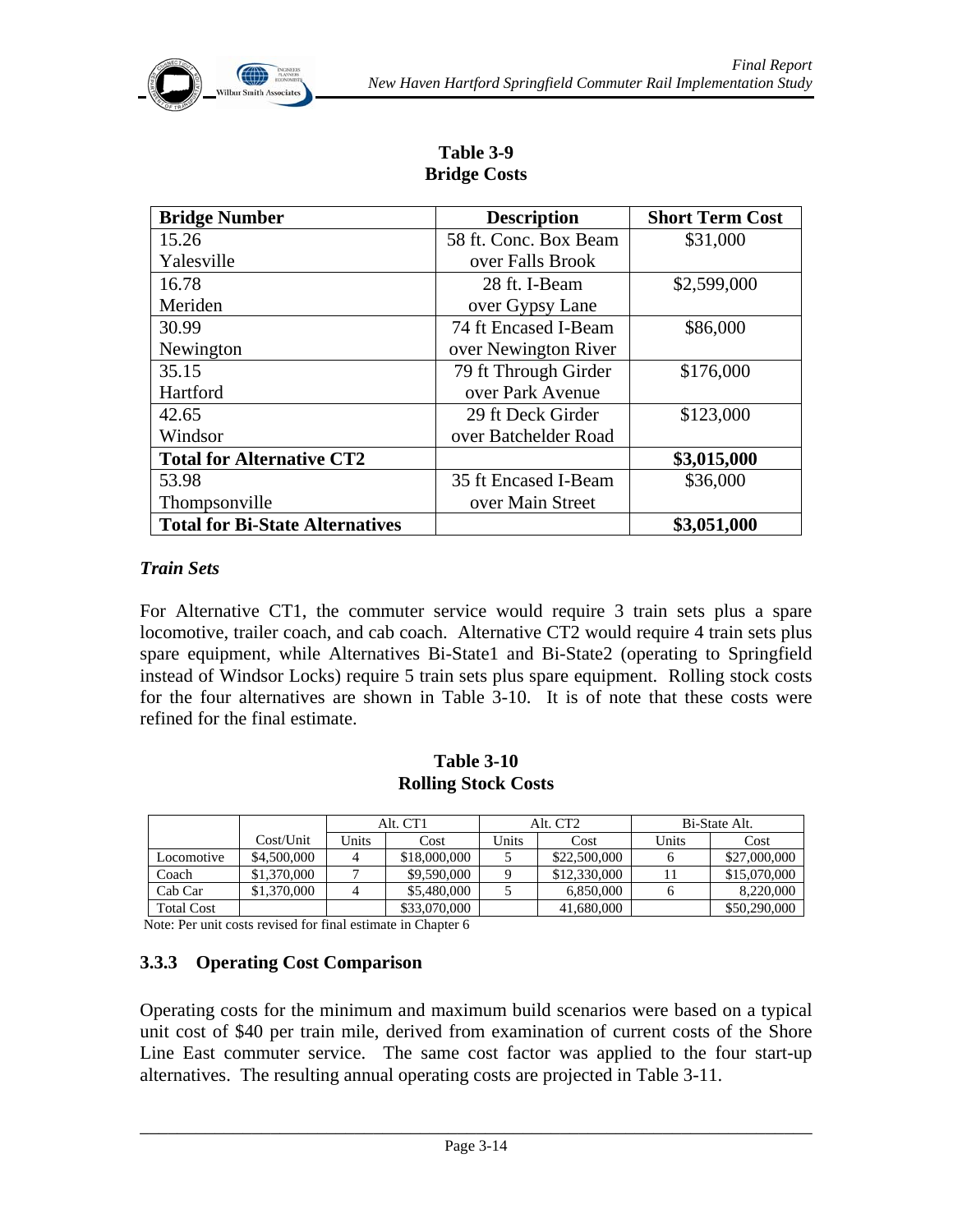**Table 3-9**
**Bridge Costs**

| Bridge Number | Description | Short Term Cost |
|---|---|---|
| 15.26 Yalesville | 58 ft. Conc. Box Beam over Falls Brook | $31,000 |
| 16.78 Meriden | 28 ft. I-Beam over Gypsy Lane | $2,599,000 |
| 30.99 Newington | 74 ft Encased I-Beam over Newington River | $86,000 |
| 35.15 Hartford | 79 ft Through Girder over Park Avenue | $176,000 |
| 42.65 Windsor | 29 ft Deck Girder over Batchelder Road | $123,000 |
| **Total for Alternative CT2** | | **$3,015,000** |
| 53.98 Thompsonville | 35 ft Encased I-Beam over Main Street | $36,000 |
| **Total for Bi-State Alternatives** | | **$3,051,000** |

### *Train Sets*

For Alternative CT1, the commuter service would require 3 train sets plus a spare locomotive, trailer coach, and cab coach. Alternative CT2 would require 4 train sets plus spare equipment, while Alternatives Bi-State1 and Bi-State2 (operating to Springfield instead of Windsor Locks) require 5 train sets plus spare equipment. Rolling stock costs for the four alternatives are shown in Table 3-10. It is of note that these costs were refined for the final estimate.

**Table 3-10**
**Rolling Stock Costs**

| | | Alt. CT1 | | Alt. CT2 | | Bi-State Alt. | |
|---|---|---|---|---|---|---|---|
| | Cost/Unit | Units | Cost | Units | Cost | Units | Cost |
| Locomotive | $4,500,000 | 4 | $18,000,000 | 5 | $22,500,000 | 6 | $27,000,000 |
| Coach | $1,370,000 | 7 | $9,590,000 | 9 | $12,330,000 | 11 | $15,070,000 |
| Cab Car | $1,370,000 | 4 | $5,480,000 | 5 | 6,850,000 | 6 | 8,220,000 |
| Total Cost | | | $33,070,000 | | 41,680,000 | | $50,290,000 |

Note: Per unit costs revised for final estimate in Chapter 6

### 3.3.3 Operating Cost Comparison

Operating costs for the minimum and maximum build scenarios were based on a typical unit cost of $40 per train mile, derived from examination of current costs of the Shore Line East commuter service. The same cost factor was applied to the four start-up alternatives. The resulting annual operating costs are projected in Table 3-11.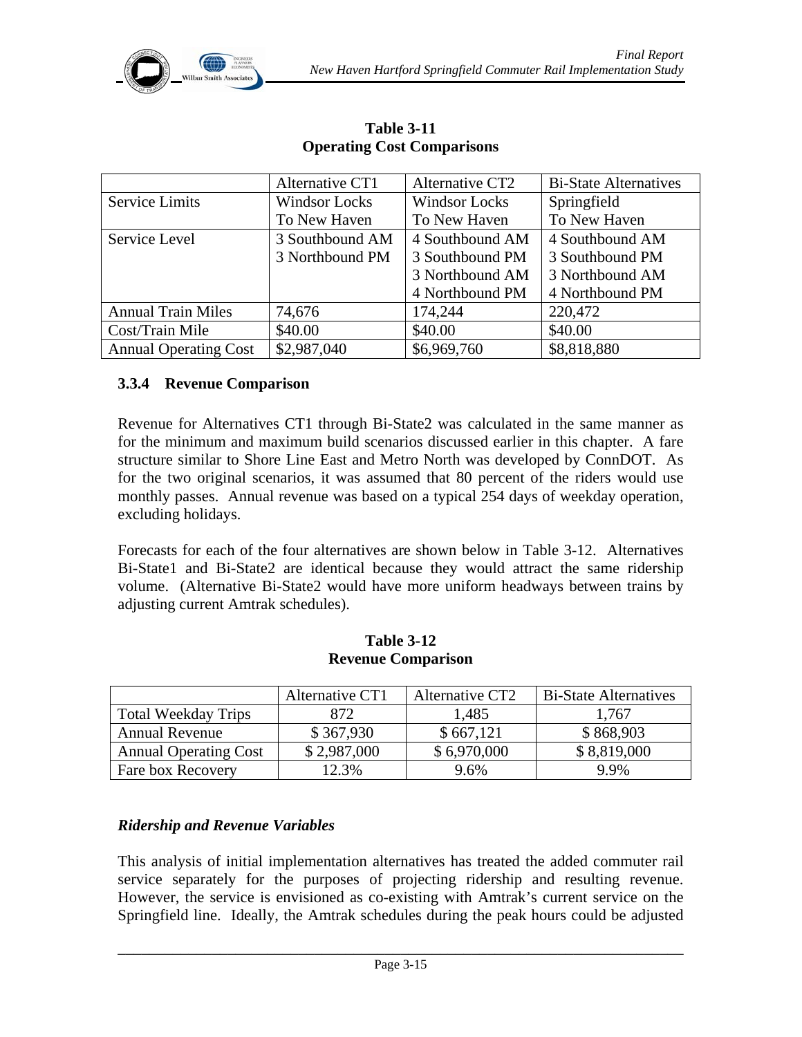**Table 3-11**
**Operating Cost Comparisons**

| | Alternative CT1 | Alternative CT2 | Bi-State Alternatives |
|---|---|---|---|
| Service Limits | Windsor Locks To New Haven | Windsor Locks To New Haven | Springfield To New Haven |
| Service Level | 3 Southbound AM 3 Northbound PM | 4 Southbound AM 3 Southbound PM 3 Northbound AM 4 Northbound PM | 4 Southbound AM 3 Southbound PM 3 Northbound AM 4 Northbound PM |
| Annual Train Miles | 74,676 | 174,244 | 220,472 |
| Cost/Train Mile | $40.00 | $40.00 | $40.00 |
| Annual Operating Cost | $2,987,040 | $6,969,760 | $8,818,880 |

### 3.3.4 Revenue Comparison

Revenue for Alternatives CT1 through Bi-State2 was calculated in the same manner as for the minimum and maximum build scenarios discussed earlier in this chapter. A fare structure similar to Shore Line East and Metro North was developed by ConnDOT. As for the two original scenarios, it was assumed that 80 percent of the riders would use monthly passes. Annual revenue was based on a typical 254 days of weekday operation, excluding holidays.

Forecasts for each of the four alternatives are shown below in Table 3-12. Alternatives Bi-State1 and Bi-State2 are identical because they would attract the same ridership volume. (Alternative Bi-State2 would have more uniform headways between trains by adjusting current Amtrak schedules).

**Table 3-12**
**Revenue Comparison**

| | Alternative CT1 | Alternative CT2 | Bi-State Alternatives |
|---|---|---|---|
| Total Weekday Trips | 872 | 1,485 | 1,767 |
| Annual Revenue | $ 367,930 | $ 667,121 | $ 868,903 |
| Annual Operating Cost | $ 2,987,000 | $ 6,970,000 | $ 8,819,000 |
| Fare box Recovery | 12.3% | 9.6% | 9.9% |

***Ridership and Revenue Variables***

This analysis of initial implementation alternatives has treated the added commuter rail service separately for the purposes of projecting ridership and resulting revenue. However, the service is envisioned as co-existing with Amtrak's current service on the Springfield line. Ideally, the Amtrak schedules during the peak hours could be adjusted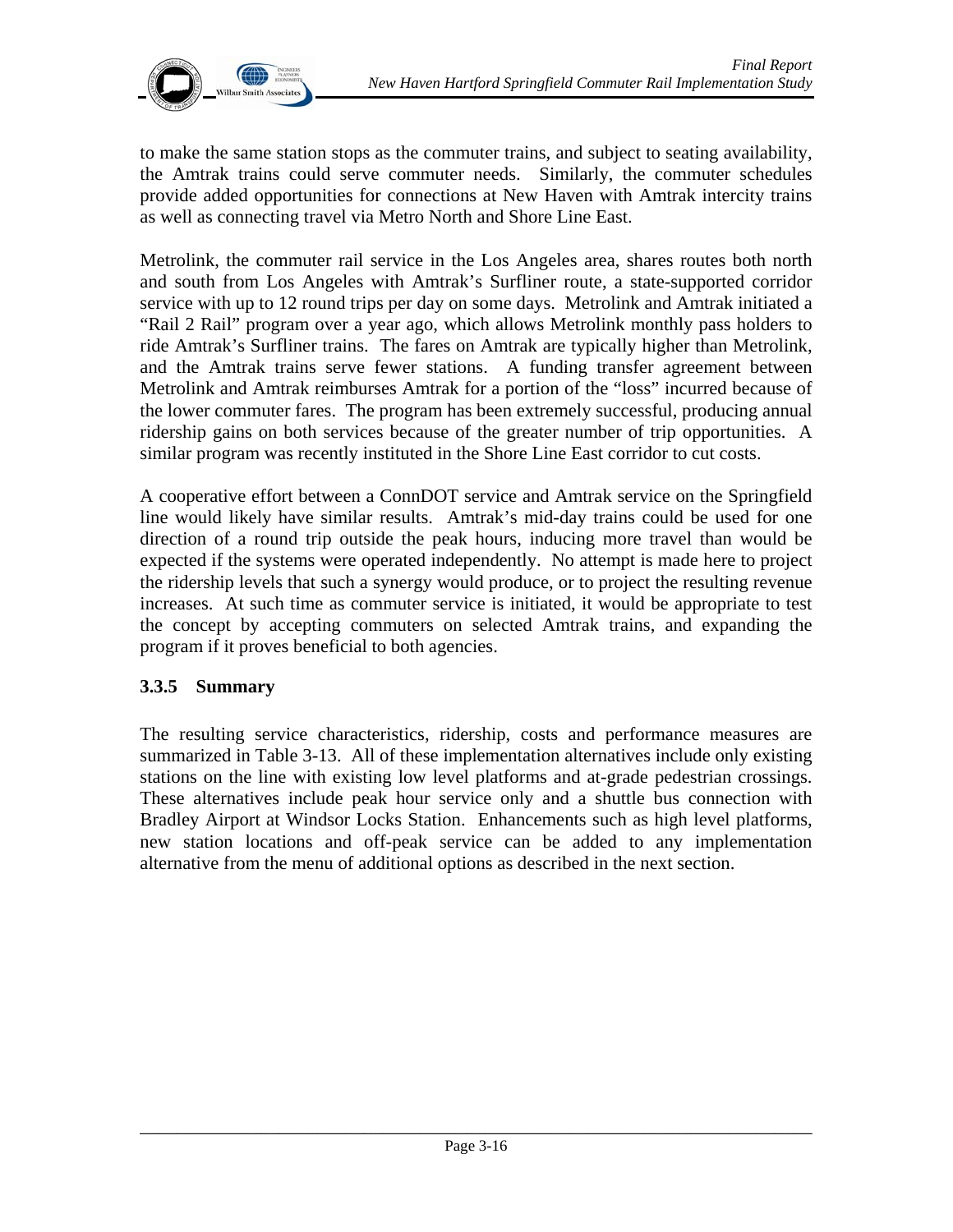to make the same station stops as the commuter trains, and subject to seating availability, the Amtrak trains could serve commuter needs. Similarly, the commuter schedules provide added opportunities for connections at New Haven with Amtrak intercity trains as well as connecting travel via Metro North and Shore Line East.

Metrolink, the commuter rail service in the Los Angeles area, shares routes both north and south from Los Angeles with Amtrak's Surfliner route, a state-supported corridor service with up to 12 round trips per day on some days. Metrolink and Amtrak initiated a "Rail 2 Rail" program over a year ago, which allows Metrolink monthly pass holders to ride Amtrak's Surfliner trains. The fares on Amtrak are typically higher than Metrolink, and the Amtrak trains serve fewer stations. A funding transfer agreement between Metrolink and Amtrak reimburses Amtrak for a portion of the "loss" incurred because of the lower commuter fares. The program has been extremely successful, producing annual ridership gains on both services because of the greater number of trip opportunities. A similar program was recently instituted in the Shore Line East corridor to cut costs.

A cooperative effort between a ConnDOT service and Amtrak service on the Springfield line would likely have similar results. Amtrak's mid-day trains could be used for one direction of a round trip outside the peak hours, inducing more travel than would be expected if the systems were operated independently. No attempt is made here to project the ridership levels that such a synergy would produce, or to project the resulting revenue increases. At such time as commuter service is initiated, it would be appropriate to test the concept by accepting commuters on selected Amtrak trains, and expanding the program if it proves beneficial to both agencies.

### 3.3.5 Summary

The resulting service characteristics, ridership, costs and performance measures are summarized in Table 3-13. All of these implementation alternatives include only existing stations on the line with existing low level platforms and at-grade pedestrian crossings. These alternatives include peak hour service only and a shuttle bus connection with Bradley Airport at Windsor Locks Station. Enhancements such as high level platforms, new station locations and off-peak service can be added to any implementation alternative from the menu of additional options as described in the next section.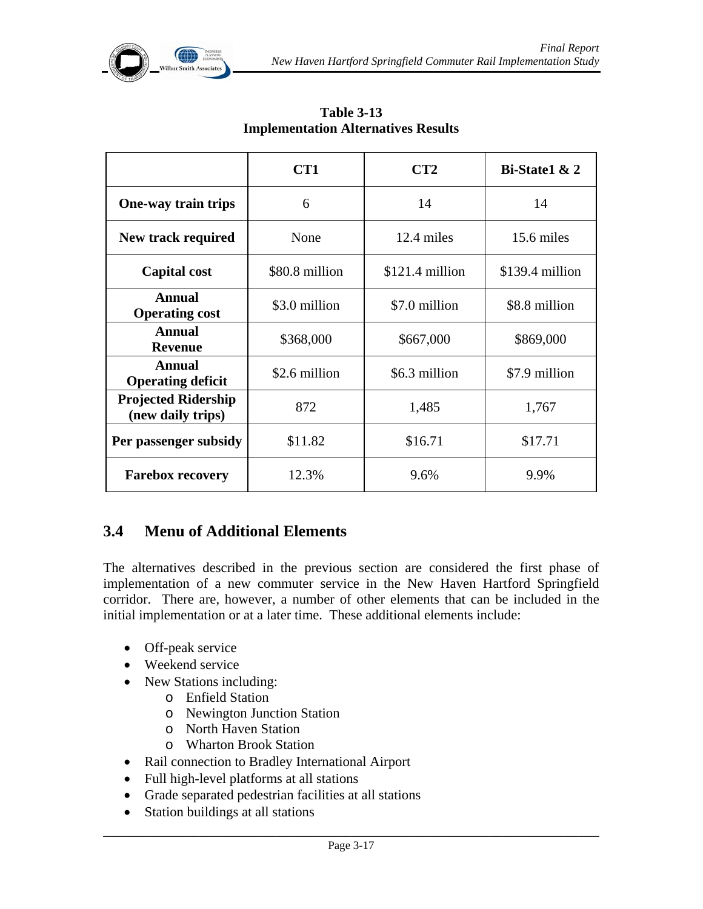**Table 3-13**
**Implementation Alternatives Results**

| | CT1 | CT2 | Bi-State1 & 2 |
|---|---|---|---|
| **One-way train trips** | 6 | 14 | 14 |
| **New track required** | None | 12.4 miles | 15.6 miles |
| **Capital cost** | $80.8 million | $121.4 million | $139.4 million |
| **Annual Operating cost** | $3.0 million | $7.0 million | $8.8 million |
| **Annual Revenue** | $368,000 | $667,000 | $869,000 |
| **Annual Operating deficit** | $2.6 million | $6.3 million | $7.9 million |
| **Projected Ridership (new daily trips)** | 872 | 1,485 | 1,767 |
| **Per passenger subsidy** | $11.82 | $16.71 | $17.71 |
| **Farebox recovery** | 12.3% | 9.6% | 9.9% |

## 3.4 Menu of Additional Elements

The alternatives described in the previous section are considered the first phase of implementation of a new commuter service in the New Haven Hartford Springfield corridor. There are, however, a number of other elements that can be included in the initial implementation or at a later time. These additional elements include:

- Off-peak service
- Weekend service
- New Stations including:
  - Enfield Station
  - Newington Junction Station
  - North Haven Station
  - Wharton Brook Station
- Rail connection to Bradley International Airport
- Full high-level platforms at all stations
- Grade separated pedestrian facilities at all stations
- Station buildings at all stations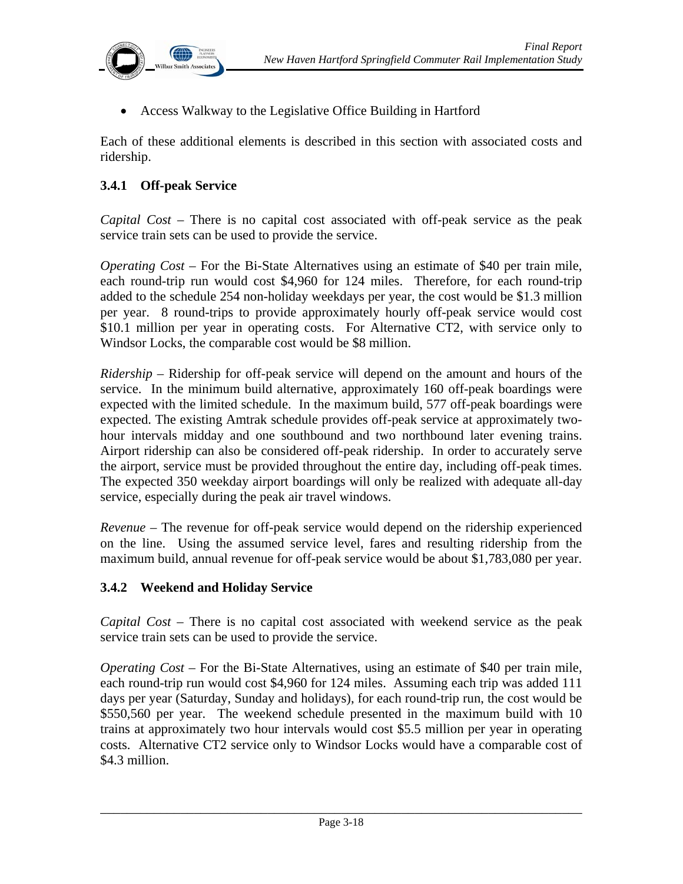- Access Walkway to the Legislative Office Building in Hartford

Each of these additional elements is described in this section with associated costs and ridership.

### 3.4.1 Off-peak Service

*Capital Cost* – There is no capital cost associated with off-peak service as the peak service train sets can be used to provide the service.

*Operating Cost* – For the Bi-State Alternatives using an estimate of $40 per train mile, each round-trip run would cost $4,960 for 124 miles. Therefore, for each round-trip added to the schedule 254 non-holiday weekdays per year, the cost would be $1.3 million per year. 8 round-trips to provide approximately hourly off-peak service would cost $10.1 million per year in operating costs. For Alternative CT2, with service only to Windsor Locks, the comparable cost would be $8 million.

*Ridership* – Ridership for off-peak service will depend on the amount and hours of the service. In the minimum build alternative, approximately 160 off-peak boardings were expected with the limited schedule. In the maximum build, 577 off-peak boardings were expected. The existing Amtrak schedule provides off-peak service at approximately two-hour intervals midday and one southbound and two northbound later evening trains. Airport ridership can also be considered off-peak ridership. In order to accurately serve the airport, service must be provided throughout the entire day, including off-peak times. The expected 350 weekday airport boardings will only be realized with adequate all-day service, especially during the peak air travel windows.

*Revenue* – The revenue for off-peak service would depend on the ridership experienced on the line. Using the assumed service level, fares and resulting ridership from the maximum build, annual revenue for off-peak service would be about $1,783,080 per year.

### 3.4.2 Weekend and Holiday Service

*Capital Cost* – There is no capital cost associated with weekend service as the peak service train sets can be used to provide the service.

*Operating Cost* – For the Bi-State Alternatives, using an estimate of $40 per train mile, each round-trip run would cost $4,960 for 124 miles. Assuming each trip was added 111 days per year (Saturday, Sunday and holidays), for each round-trip run, the cost would be $550,560 per year. The weekend schedule presented in the maximum build with 10 trains at approximately two hour intervals would cost $5.5 million per year in operating costs. Alternative CT2 service only to Windsor Locks would have a comparable cost of $4.3 million.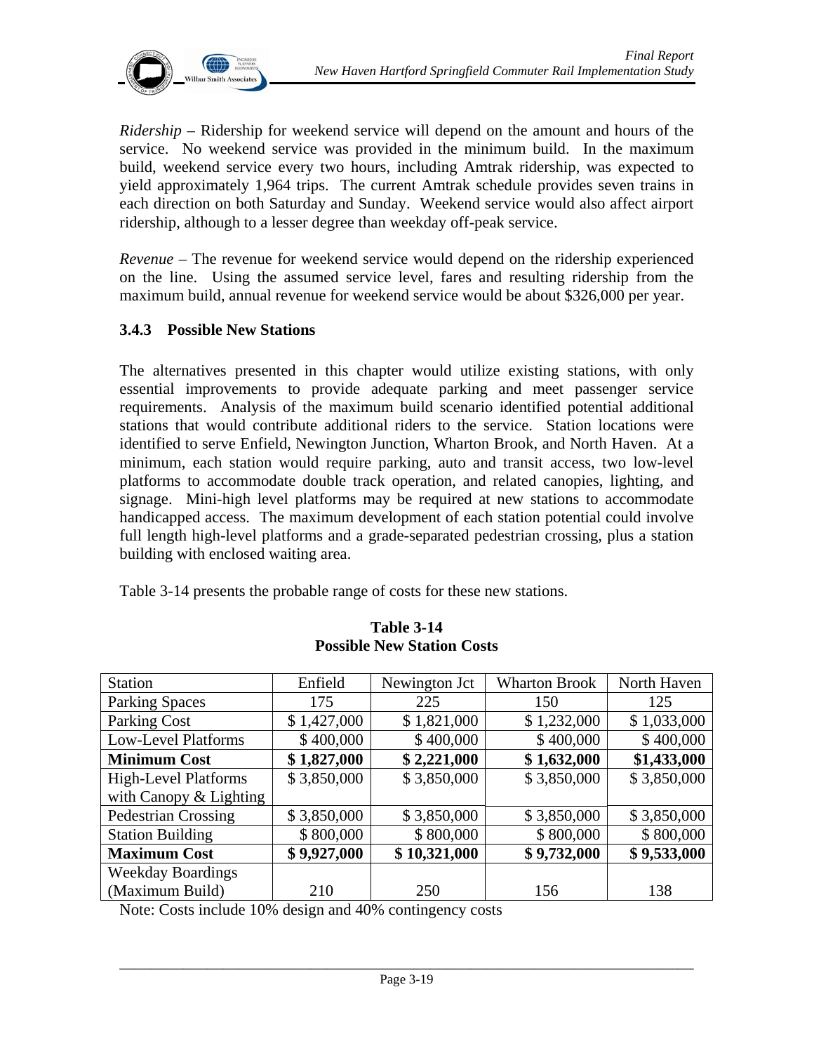*Ridership* – Ridership for weekend service will depend on the amount and hours of the service. No weekend service was provided in the minimum build. In the maximum build, weekend service every two hours, including Amtrak ridership, was expected to yield approximately 1,964 trips. The current Amtrak schedule provides seven trains in each direction on both Saturday and Sunday. Weekend service would also affect airport ridership, although to a lesser degree than weekday off-peak service.

*Revenue* – The revenue for weekend service would depend on the ridership experienced on the line. Using the assumed service level, fares and resulting ridership from the maximum build, annual revenue for weekend service would be about $326,000 per year.

### 3.4.3 Possible New Stations

The alternatives presented in this chapter would utilize existing stations, with only essential improvements to provide adequate parking and meet passenger service requirements. Analysis of the maximum build scenario identified potential additional stations that would contribute additional riders to the service. Station locations were identified to serve Enfield, Newington Junction, Wharton Brook, and North Haven. At a minimum, each station would require parking, auto and transit access, two low-level platforms to accommodate double track operation, and related canopies, lighting, and signage. Mini-high level platforms may be required at new stations to accommodate handicapped access. The maximum development of each station potential could involve full length high-level platforms and a grade-separated pedestrian crossing, plus a station building with enclosed waiting area.

Table 3-14 presents the probable range of costs for these new stations.

**Table 3-14**
**Possible New Station Costs**

| Station | Enfield | Newington Jct | Wharton Brook | North Haven |
|---|---|---|---|---|
| Parking Spaces | 175 | 225 | 150 | 125 |
| Parking Cost | $ 1,427,000 | $ 1,821,000 | $ 1,232,000 | $ 1,033,000 |
| Low-Level Platforms | $ 400,000 | $ 400,000 | $ 400,000 | $ 400,000 |
| **Minimum Cost** | **$ 1,827,000** | **$ 2,221,000** | **$ 1,632,000** | **$1,433,000** |
| High-Level Platforms with Canopy & Lighting | $ 3,850,000 | $ 3,850,000 | $ 3,850,000 | $ 3,850,000 |
| Pedestrian Crossing | $ 3,850,000 | $ 3,850,000 | $ 3,850,000 | $ 3,850,000 |
| Station Building | $ 800,000 | $ 800,000 | $ 800,000 | $ 800,000 |
| **Maximum Cost** | **$ 9,927,000** | **$ 10,321,000** | **$ 9,732,000** | **$ 9,533,000** |
| Weekday Boardings (Maximum Build) | 210 | 250 | 156 | 138 |

Note: Costs include 10% design and 40% contingency costs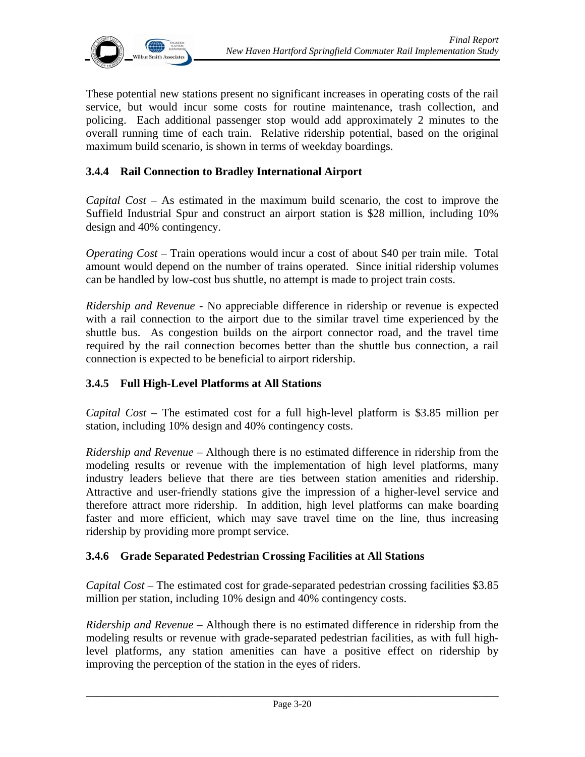These potential new stations present no significant increases in operating costs of the rail service, but would incur some costs for routine maintenance, trash collection, and policing. Each additional passenger stop would add approximately 2 minutes to the overall running time of each train. Relative ridership potential, based on the original maximum build scenario, is shown in terms of weekday boardings.

### 3.4.4 Rail Connection to Bradley International Airport

*Capital Cost* – As estimated in the maximum build scenario, the cost to improve the Suffield Industrial Spur and construct an airport station is $28 million, including 10% design and 40% contingency.

*Operating Cost* – Train operations would incur a cost of about $40 per train mile. Total amount would depend on the number of trains operated. Since initial ridership volumes can be handled by low-cost bus shuttle, no attempt is made to project train costs.

*Ridership and Revenue* - No appreciable difference in ridership or revenue is expected with a rail connection to the airport due to the similar travel time experienced by the shuttle bus. As congestion builds on the airport connector road, and the travel time required by the rail connection becomes better than the shuttle bus connection, a rail connection is expected to be beneficial to airport ridership.

### 3.4.5 Full High-Level Platforms at All Stations

*Capital Cost* – The estimated cost for a full high-level platform is $3.85 million per station, including 10% design and 40% contingency costs.

*Ridership and Revenue* – Although there is no estimated difference in ridership from the modeling results or revenue with the implementation of high level platforms, many industry leaders believe that there are ties between station amenities and ridership. Attractive and user-friendly stations give the impression of a higher-level service and therefore attract more ridership. In addition, high level platforms can make boarding faster and more efficient, which may save travel time on the line, thus increasing ridership by providing more prompt service.

### 3.4.6 Grade Separated Pedestrian Crossing Facilities at All Stations

*Capital Cost* – The estimated cost for grade-separated pedestrian crossing facilities $3.85 million per station, including 10% design and 40% contingency costs.

*Ridership and Revenue* – Although there is no estimated difference in ridership from the modeling results or revenue with grade-separated pedestrian facilities, as with full high-level platforms, any station amenities can have a positive effect on ridership by improving the perception of the station in the eyes of riders.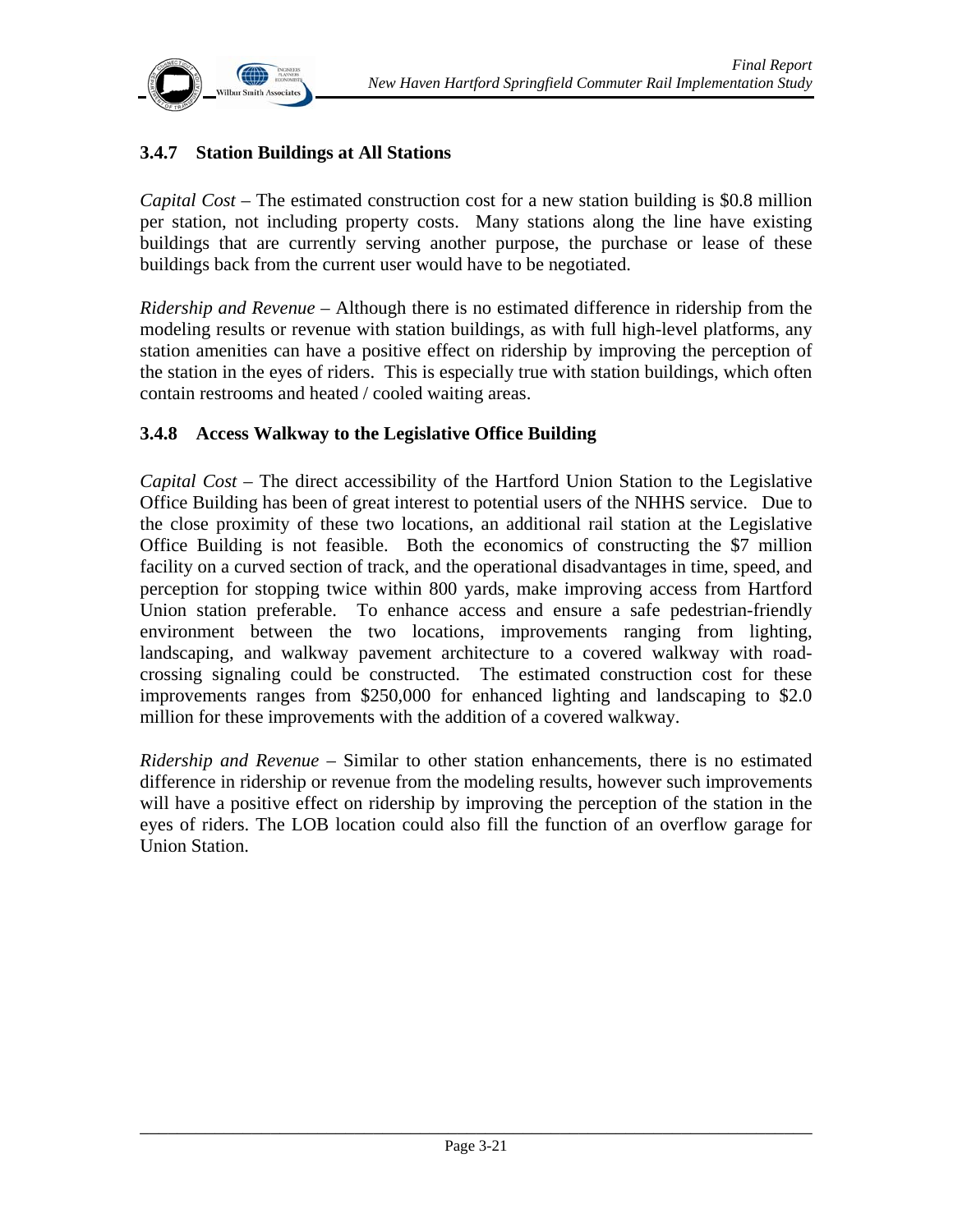### 3.4.7 Station Buildings at All Stations

*Capital Cost* – The estimated construction cost for a new station building is $0.8 million per station, not including property costs. Many stations along the line have existing buildings that are currently serving another purpose, the purchase or lease of these buildings back from the current user would have to be negotiated.

*Ridership and Revenue* – Although there is no estimated difference in ridership from the modeling results or revenue with station buildings, as with full high-level platforms, any station amenities can have a positive effect on ridership by improving the perception of the station in the eyes of riders. This is especially true with station buildings, which often contain restrooms and heated / cooled waiting areas.

### 3.4.8 Access Walkway to the Legislative Office Building

*Capital Cost* – The direct accessibility of the Hartford Union Station to the Legislative Office Building has been of great interest to potential users of the NHHS service. Due to the close proximity of these two locations, an additional rail station at the Legislative Office Building is not feasible. Both the economics of constructing the $7 million facility on a curved section of track, and the operational disadvantages in time, speed, and perception for stopping twice within 800 yards, make improving access from Hartford Union station preferable. To enhance access and ensure a safe pedestrian-friendly environment between the two locations, improvements ranging from lighting, landscaping, and walkway pavement architecture to a covered walkway with road-crossing signaling could be constructed. The estimated construction cost for these improvements ranges from $250,000 for enhanced lighting and landscaping to $2.0 million for these improvements with the addition of a covered walkway.

*Ridership and Revenue* – Similar to other station enhancements, there is no estimated difference in ridership or revenue from the modeling results, however such improvements will have a positive effect on ridership by improving the perception of the station in the eyes of riders. The LOB location could also fill the function of an overflow garage for Union Station.